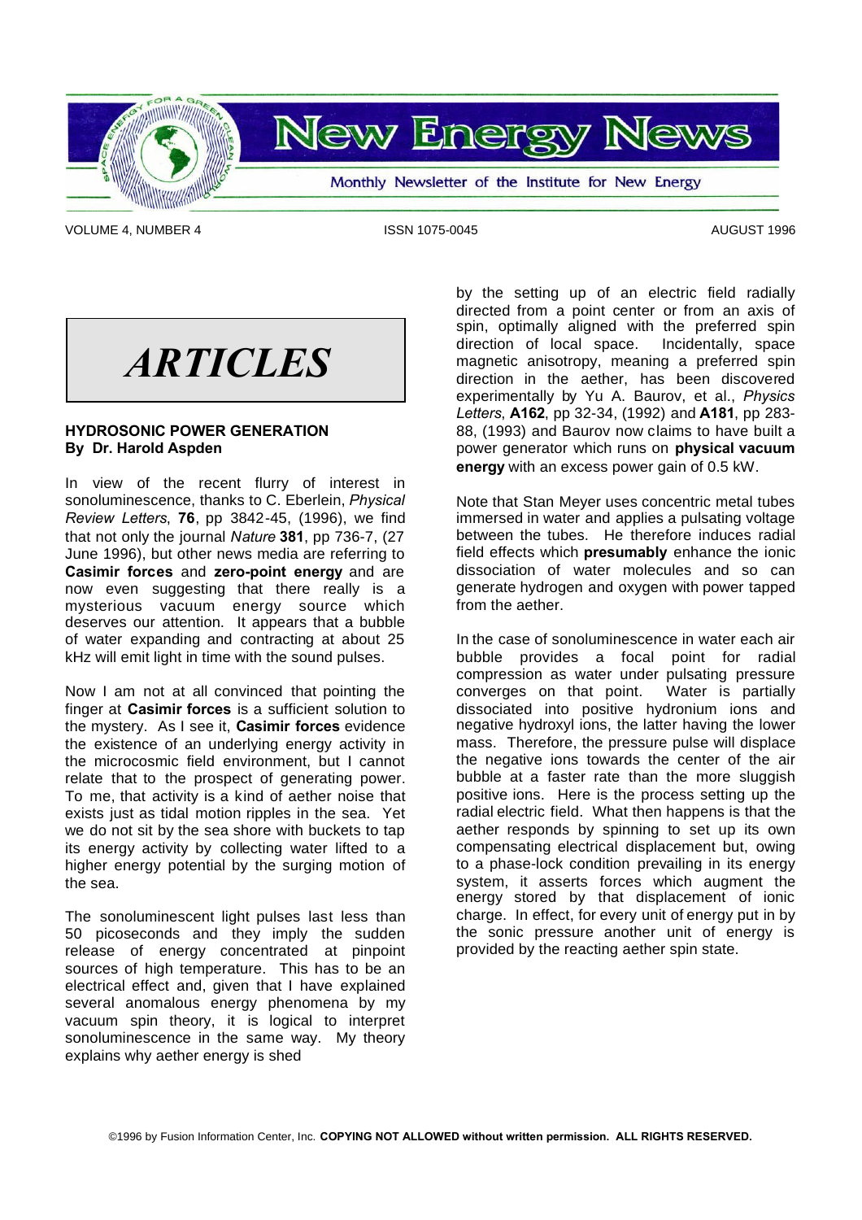# New Energy News

Monthly Newsletter of the Institute for New Energy

VOLUME 4, NUMBER 4 ISSN 1075-0045 AUGUST 1996

# ARTICLES

## HYDROSONIC POWER GENERATION
**By Dr. Harold Aspden**

In view of the recent flurry of interest in sonoluminescence, thanks to C. Eberlein, *Physical Review Letters*, **76**, pp 3842-45, (1996), we find that not only the journal *Nature* **381**, pp 736-7, (27 June 1996), but other news media are referring to **Casimir forces** and **zero-point energy** and are now even suggesting that there really is a mysterious vacuum energy source which deserves our attention. It appears that a bubble of water expanding and contracting at about 25 kHz will emit light in time with the sound pulses.

Now I am not at all convinced that pointing the finger at **Casimir forces** is a sufficient solution to the mystery. As I see it, **Casimir forces** evidence the existence of an underlying energy activity in the microcosmic field environment, but I cannot relate that to the prospect of generating power. To me, that activity is a kind of aether noise that exists just as tidal motion ripples in the sea. Yet we do not sit by the sea shore with buckets to tap its energy activity by collecting water lifted to a higher energy potential by the surging motion of the sea.

The sonoluminescent light pulses last less than 50 picoseconds and they imply the sudden release of energy concentrated at pinpoint sources of high temperature. This has to be an electrical effect and, given that I have explained several anomalous energy phenomena by my vacuum spin theory, it is logical to interpret sonoluminescence in the same way. My theory explains why aether energy is shed by the setting up of an electric field radially directed from a point center or from an axis of spin, optimally aligned with the preferred spin direction of local space. Incidentally, space magnetic anisotropy, meaning a preferred spin direction in the aether, has been discovered experimentally by Yu A. Baurov, et al., *Physics Letters*, **A162**, pp 32-34, (1992) and **A181**, pp 283-88, (1993) and Baurov now claims to have built a power generator which runs on **physical vacuum energy** with an excess power gain of 0.5 kW.

Note that Stan Meyer uses concentric metal tubes immersed in water and applies a pulsating voltage between the tubes. He therefore induces radial field effects which **presumably** enhance the ionic dissociation of water molecules and so can generate hydrogen and oxygen with power tapped from the aether.

In the case of sonoluminescence in water each air bubble provides a focal point for radial compression as water under pulsating pressure converges on that point. Water is partially dissociated into positive hydronium ions and negative hydroxyl ions, the latter having the lower mass. Therefore, the pressure pulse will displace the negative ions towards the center of the air bubble at a faster rate than the more sluggish positive ions. Here is the process setting up the radial electric field. What then happens is that the aether responds by spinning to set up its own compensating electrical displacement but, owing to a phase-lock condition prevailing in its energy system, it asserts forces which augment the energy stored by that displacement of ionic charge. In effect, for every unit of energy put in by the sonic pressure another unit of energy is provided by the reacting aether spin state.

©1996 by Fusion Information Center, Inc. **COPYING NOT ALLOWED without written permission. ALL RIGHTS RESERVED.**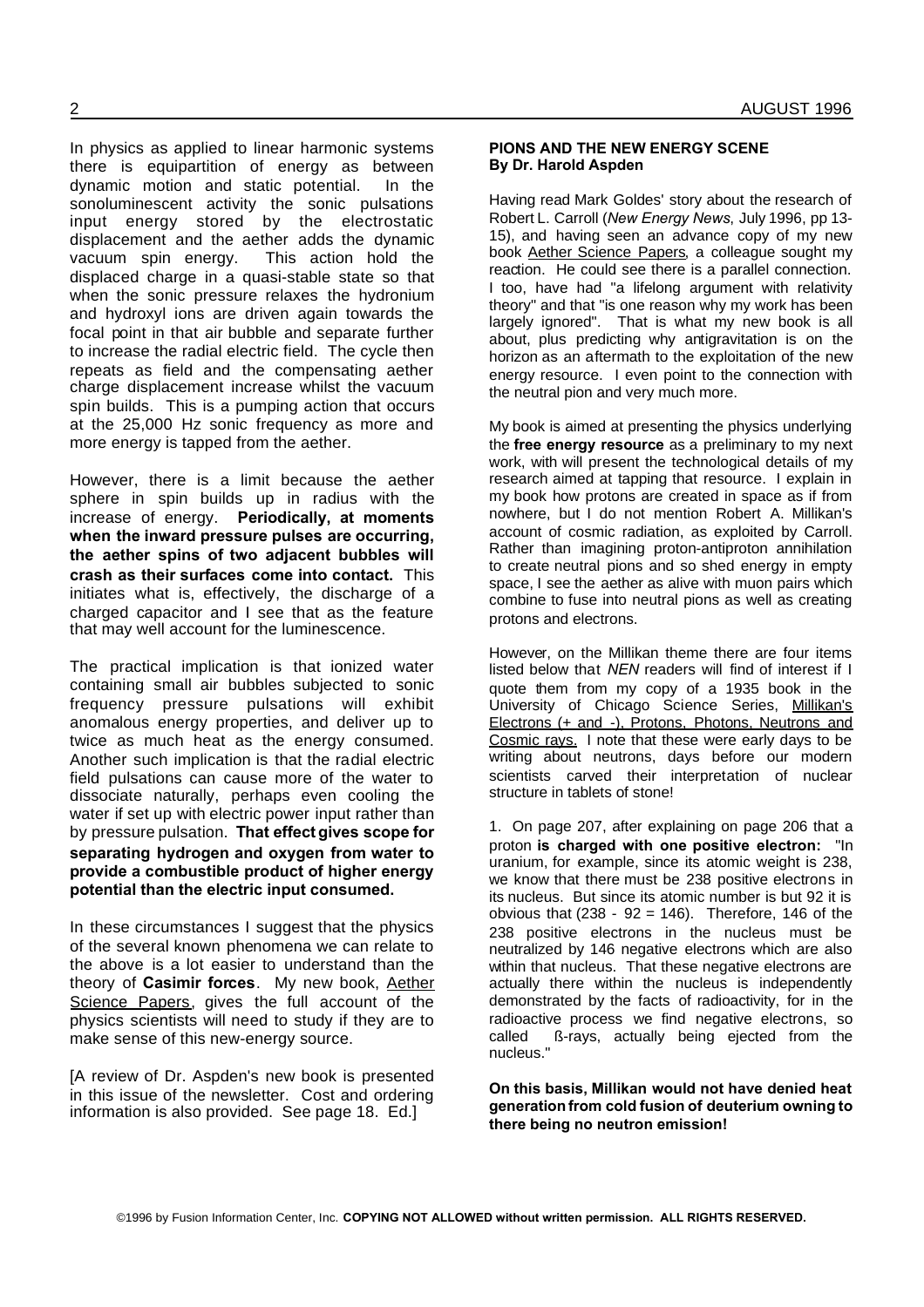In physics as applied to linear harmonic systems there is equipartition of energy as between dynamic motion and static potential. In the sonoluminescent activity the sonic pulsations input energy stored by the electrostatic displacement and the aether adds the dynamic vacuum spin energy. This action hold the displaced charge in a quasi-stable state so that when the sonic pressure relaxes the hydronium and hydroxyl ions are driven again towards the focal point in that air bubble and separate further to increase the radial electric field. The cycle then repeats as field and the compensating aether charge displacement increase whilst the vacuum spin builds. This is a pumping action that occurs at the 25,000 Hz sonic frequency as more and more energy is tapped from the aether.

However, there is a limit because the aether sphere in spin builds up in radius with the increase of energy. **Periodically, at moments when the inward pressure pulses are occurring, the aether spins of two adjacent bubbles will crash as their surfaces come into contact.** This initiates what is, effectively, the discharge of a charged capacitor and I see that as the feature that may well account for the luminescence.

The practical implication is that ionized water containing small air bubbles subjected to sonic frequency pressure pulsations will exhibit anomalous energy properties, and deliver up to twice as much heat as the energy consumed. Another such implication is that the radial electric field pulsations can cause more of the water to dissociate naturally, perhaps even cooling the water if set up with electric power input rather than by pressure pulsation. **That effect gives scope for separating hydrogen and oxygen from water to provide a combustible product of higher energy potential than the electric input consumed.**

In these circumstances I suggest that the physics of the several known phenomena we can relate to the above is a lot easier to understand than the theory of **Casimir forces**. My new book, Aether Science Papers, gives the full account of the physics scientists will need to study if they are to make sense of this new-energy source.

[A review of Dr. Aspden's new book is presented in this issue of the newsletter. Cost and ordering information is also provided. See page 18. Ed.]

## PIONS AND THE NEW ENERGY SCENE
**By Dr. Harold Aspden**

Having read Mark Goldes' story about the research of Robert L. Carroll (*New Energy News*, July 1996, pp 13-15), and having seen an advance copy of my new book Aether Science Papers, a colleague sought my reaction. He could see there is a parallel connection. I too, have had "a lifelong argument with relativity theory" and that "is one reason why my work has been largely ignored". That is what my new book is all about, plus predicting why antigravitation is on the horizon as an aftermath to the exploitation of the new energy resource. I even point to the connection with the neutral pion and very much more.

My book is aimed at presenting the physics underlying the **free energy resource** as a preliminary to my next work, with will present the technological details of my research aimed at tapping that resource. I explain in my book how protons are created in space as if from nowhere, but I do not mention Robert A. Millikan's account of cosmic radiation, as exploited by Carroll. Rather than imagining proton-antiproton annihilation to create neutral pions and so shed energy in empty space, I see the aether as alive with muon pairs which combine to fuse into neutral pions as well as creating protons and electrons.

However, on the Millikan theme there are four items listed below that *NEN* readers will find of interest if I quote them from my copy of a 1935 book in the University of Chicago Science Series, Millikan's Electrons (+ and -), Protons, Photons, Neutrons and Cosmic rays. I note that these were early days to be writing about neutrons, days before our modern scientists carved their interpretation of nuclear structure in tablets of stone!

1. On page 207, after explaining on page 206 that a proton **is charged with one positive electron:** "In uranium, for example, since its atomic weight is 238, we know that there must be 238 positive electrons in its nucleus. But since its atomic number is but 92 it is obvious that (238 - 92 = 146). Therefore, 146 of the 238 positive electrons in the nucleus must be neutralized by 146 negative electrons which are also within that nucleus. That these negative electrons are actually there within the nucleus is independently demonstrated by the facts of radioactivity, for in the radioactive process we find negative electrons, so called ß-rays, actually being ejected from the nucleus."

**On this basis, Millikan would not have denied heat generation from cold fusion of deuterium owning to there being no neutron emission!**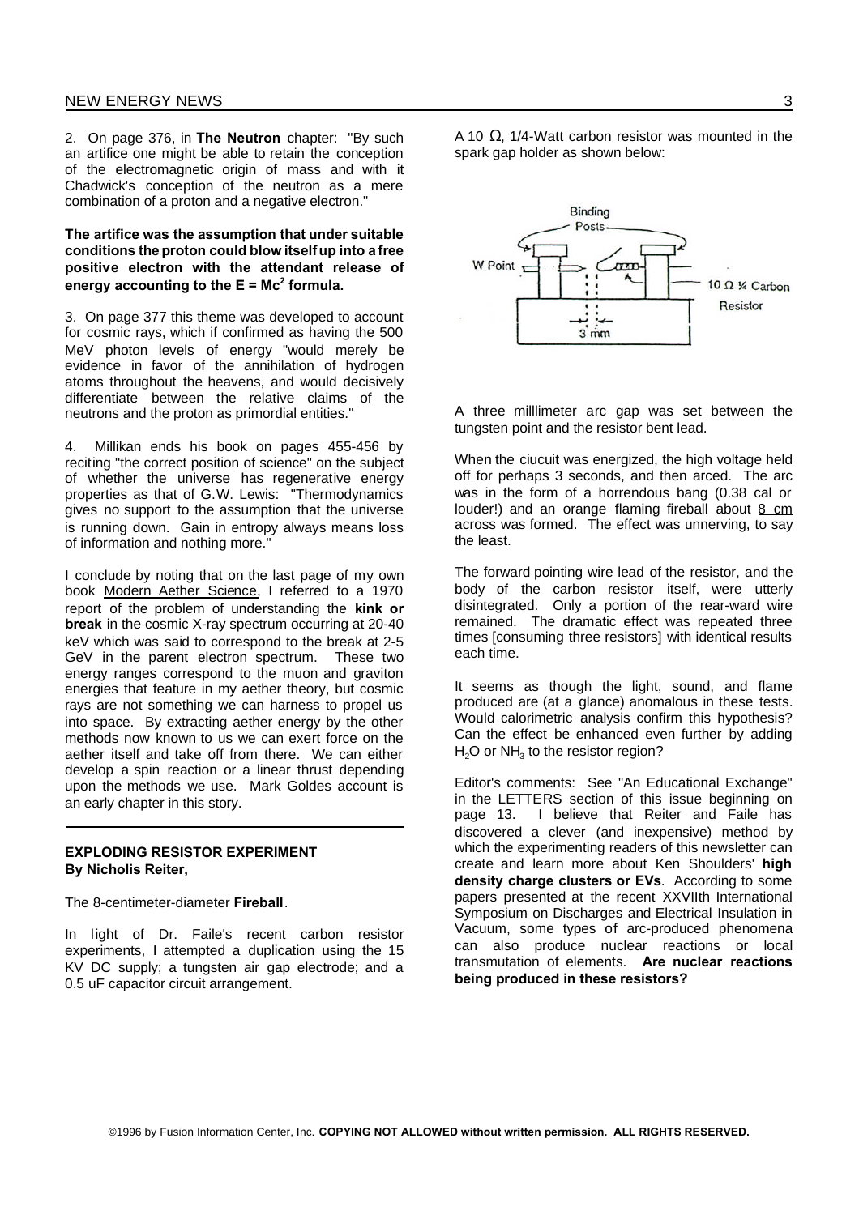2. On page 376, in **The Neutron** chapter: "By such an artifice one might be able to retain the conception of the electromagnetic origin of mass and with it Chadwick's conception of the neutron as a mere combination of a proton and a negative electron."

**The artifice was the assumption that under suitable conditions the proton could blow itself up into a free positive electron with the attendant release of energy accounting to the $E = Mc^2$ formula.**

3. On page 377 this theme was developed to account for cosmic rays, which if confirmed as having the 500 MeV photon levels of energy "would merely be evidence in favor of the annihilation of hydrogen atoms throughout the heavens, and would decisively differentiate between the relative claims of the neutrons and the proton as primordial entities."

4. Millikan ends his book on pages 455-456 by reciting "the correct position of science" on the subject of whether the universe has regenerative energy properties as that of G.W. Lewis: "Thermodynamics gives no support to the assumption that the universe is running down. Gain in entropy always means loss of information and nothing more."

I conclude by noting that on the last page of my own book Modern Aether Science, I referred to a 1970 report of the problem of understanding the **kink or break** in the cosmic X-ray spectrum occurring at 20-40 keV which was said to correspond to the break at 2-5 GeV in the parent electron spectrum. These two energy ranges correspond to the muon and graviton energies that feature in my aether theory, but cosmic rays are not something we can harness to propel us into space. By extracting aether energy by the other methods now known to us we can exert force on the aether itself and take off from there. We can either develop a spin reaction or a linear thrust depending upon the methods we use. Mark Goldes account is an early chapter in this story.

---

## EXPLODING RESISTOR EXPERIMENT
**By Nicholis Reiter,**

The 8-centimeter-diameter **Fireball**.

In light of Dr. Faile's recent carbon resistor experiments, I attempted a duplication using the 15 KV DC supply; a tungsten air gap electrode; and a 0.5 uF capacitor circuit arrangement.

A 10 Ω, 1/4-Watt carbon resistor was mounted in the spark gap holder as shown below:

Binding Posts

W Point

10 Ω ¼ Carbon Resistor

3 mm

A three milllimeter arc gap was set between the tungsten point and the resistor bent lead.

When the ciucuit was energized, the high voltage held off for perhaps 3 seconds, and then arced. The arc was in the form of a horrendous bang (0.38 cal or louder!) and an orange flaming fireball about 8 cm across was formed. The effect was unnerving, to say the least.

The forward pointing wire lead of the resistor, and the body of the carbon resistor itself, were utterly disintegrated. Only a portion of the rear-ward wire remained. The dramatic effect was repeated three times [consuming three resistors] with identical results each time.

It seems as though the light, sound, and flame produced are (at a glance) anomalous in these tests. Would calorimetric analysis confirm this hypothesis? Can the effect be enhanced even further by adding $H_2O$ or $NH_3$ to the resistor region?

Editor's comments: See "An Educational Exchange" in the LETTERS section of this issue beginning on page 13. I believe that Reiter and Faile has discovered a clever (and inexpensive) method by which the experimenting readers of this newsletter can create and learn more about Ken Shoulders' **high density charge clusters or EVs**. According to some papers presented at the recent XXVIIth International Symposium on Discharges and Electrical Insulation in Vacuum, some types of arc-produced phenomena can also produce nuclear reactions or local transmutation of elements. **Are nuclear reactions being produced in these resistors?**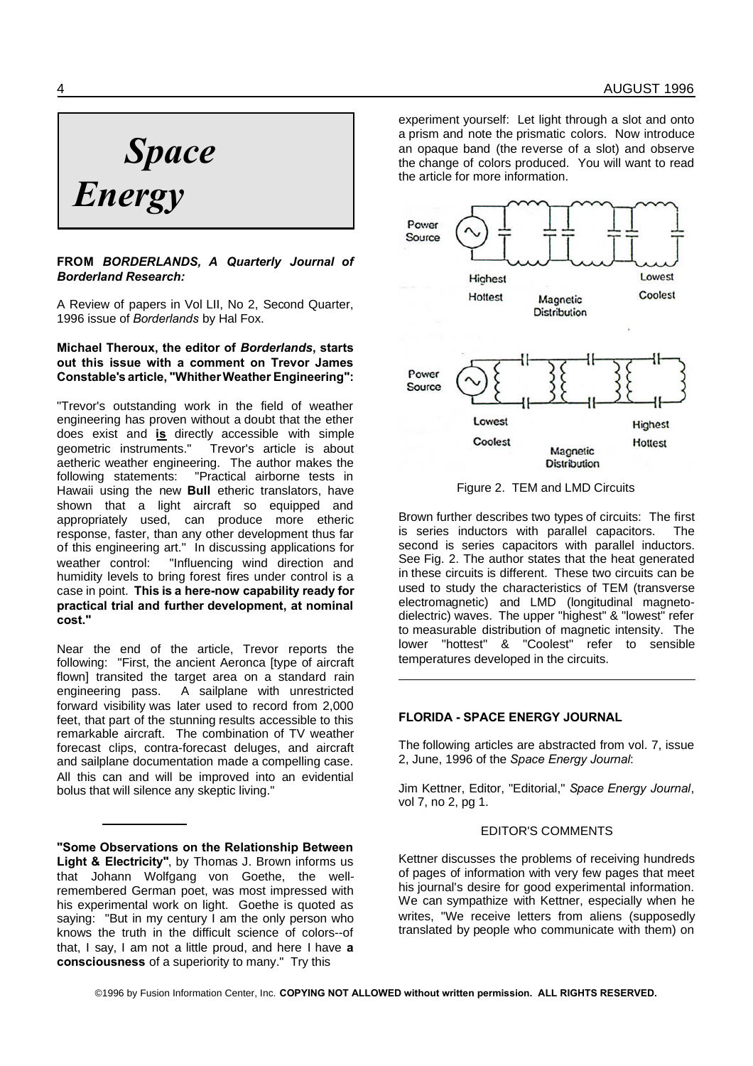# *Space Energy*

**FROM *BORDERLANDS, A Quarterly Journal of Borderland Research:***

A Review of papers in Vol LII, No 2, Second Quarter, 1996 issue of *Borderlands* by Hal Fox.

**Michael Theroux, the editor of *Borderlands*, starts out this issue with a comment on Trevor James Constable's article, "Whither Weather Engineering":**

"Trevor's outstanding work in the field of weather engineering has proven without a doubt that the ether does exist and **is** directly accessible with simple geometric instruments." Trevor's article is about aetheric weather engineering. The author makes the following statements: "Practical airborne tests in Hawaii using the new **Bull** etheric translators, have shown that a light aircraft so equipped and appropriately used, can produce more etheric response, faster, than any other development thus far of this engineering art." In discussing applications for weather control: "Influencing wind direction and humidity levels to bring forest fires under control is a case in point. **This is a here-now capability ready for practical trial and further development, at nominal cost."**

Near the end of the article, Trevor reports the following: "First, the ancient Aeronca [type of aircraft flown] transited the target area on a standard rain engineering pass. A sailplane with unrestricted forward visibility was later used to record from 2,000 feet, that part of the stunning results accessible to this remarkable aircraft. The combination of TV weather forecast clips, contra-forecast deluges, and aircraft and sailplane documentation made a compelling case. All this can and will be improved into an evidential bolus that will silence any skeptic living."

---

**"Some Observations on the Relationship Between Light & Electricity"**, by Thomas J. Brown informs us that Johann Wolfgang von Goethe, the well-remembered German poet, was most impressed with his experimental work on light. Goethe is quoted as saying: "But in my century I am the only person who knows the truth in the difficult science of colors--of that, I say, I am not a little proud, and here I have **a consciousness** of a superiority to many." Try this experiment yourself: Let light through a slot and onto a prism and note the prismatic colors. Now introduce an opaque band (the reverse of a slot) and observe the change of colors produced. You will want to read the article for more information.

Figure 2. TEM and LMD Circuits

Brown further describes two types of circuits: The first is series inductors with parallel capacitors. The second is series capacitors with parallel inductors. See Fig. 2. The author states that the heat generated in these circuits is different. These two circuits can be used to study the characteristics of TEM (transverse electromagnetic) and LMD (longitudinal magneto-dielectric) waves. The upper "highest" & "lowest" refer to measurable distribution of magnetic intensity. The lower "hottest" & "Coolest" refer to sensible temperatures developed in the circuits.

---

**FLORIDA - SPACE ENERGY JOURNAL**

The following articles are abstracted from vol. 7, issue 2, June, 1996 of the *Space Energy Journal*:

Jim Kettner, Editor, "Editorial," *Space Energy Journal*, vol 7, no 2, pg 1.

EDITOR'S COMMENTS

Kettner discusses the problems of receiving hundreds of pages of information with very few pages that meet his journal's desire for good experimental information. We can sympathize with Kettner, especially when he writes, "We receive letters from aliens (supposedly translated by people who communicate with them) on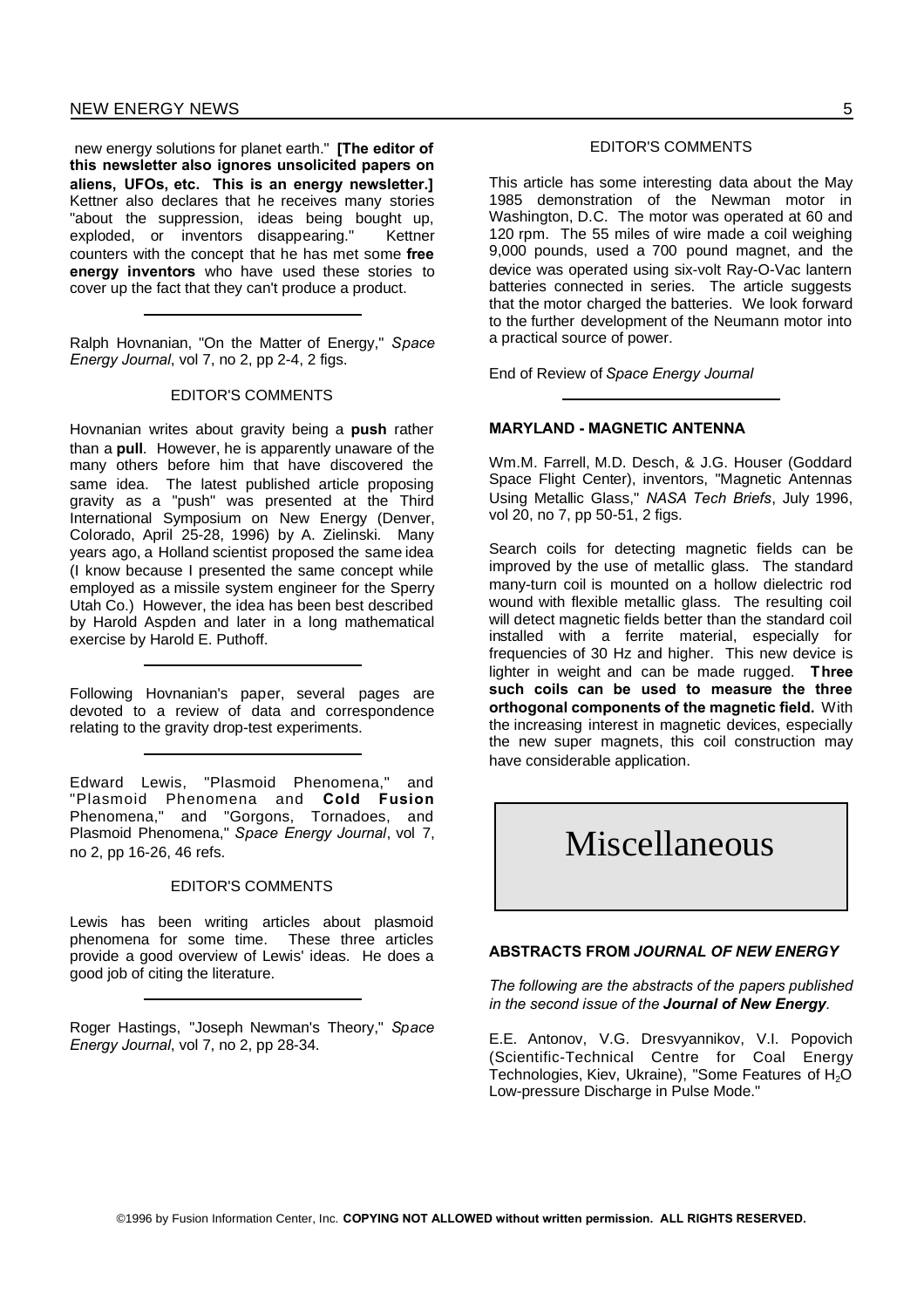new energy solutions for planet earth." **[The editor of this newsletter also ignores unsolicited papers on aliens, UFOs, etc. This is an energy newsletter.]** Kettner also declares that he receives many stories "about the suppression, ideas being bought up, exploded, or inventors disappearing." Kettner counters with the concept that he has met some **free energy inventors** who have used these stories to cover up the fact that they can't produce a product.

---

Ralph Hovnanian, "On the Matter of Energy," *Space Energy Journal*, vol 7, no 2, pp 2-4, 2 figs.

EDITOR'S COMMENTS

Hovnanian writes about gravity being a **push** rather than a **pull**. However, he is apparently unaware of the many others before him that have discovered the same idea. The latest published article proposing gravity as a "push" was presented at the Third International Symposium on New Energy (Denver, Colorado, April 25-28, 1996) by A. Zielinski. Many years ago, a Holland scientist proposed the same idea (I know because I presented the same concept while employed as a missile system engineer for the Sperry Utah Co.) However, the idea has been best described by Harold Aspden and later in a long mathematical exercise by Harold E. Puthoff.

---

Following Hovnanian's paper, several pages are devoted to a review of data and correspondence relating to the gravity drop-test experiments.

---

Edward Lewis, "Plasmoid Phenomena," and "Plasmoid Phenomena and **Cold Fusion** Phenomena," and "Gorgons, Tornadoes, and Plasmoid Phenomena," *Space Energy Journal*, vol 7, no 2, pp 16-26, 46 refs.

EDITOR'S COMMENTS

Lewis has been writing articles about plasmoid phenomena for some time. These three articles provide a good overview of Lewis' ideas. He does a good job of citing the literature.

---

Roger Hastings, "Joseph Newman's Theory," *Space Energy Journal*, vol 7, no 2, pp 28-34.

EDITOR'S COMMENTS

This article has some interesting data about the May 1985 demonstration of the Newman motor in Washington, D.C. The motor was operated at 60 and 120 rpm. The 55 miles of wire made a coil weighing 9,000 pounds, used a 700 pound magnet, and the device was operated using six-volt Ray-O-Vac lantern batteries connected in series. The article suggests that the motor charged the batteries. We look forward to the further development of the Neumann motor into a practical source of power.

End of Review of *Space Energy Journal*

---

**MARYLAND - MAGNETIC ANTENNA**

Wm.M. Farrell, M.D. Desch, & J.G. Houser (Goddard Space Flight Center), inventors, "Magnetic Antennas Using Metallic Glass," *NASA Tech Briefs*, July 1996, vol 20, no 7, pp 50-51, 2 figs.

Search coils for detecting magnetic fields can be improved by the use of metallic glass. The standard many-turn coil is mounted on a hollow dielectric rod wound with flexible metallic glass. The resulting coil will detect magnetic fields better than the standard coil installed with a ferrite material, especially for frequencies of 30 Hz and higher. This new device is lighter in weight and can be made rugged. **Three such coils can be used to measure the three orthogonal components of the magnetic field.** With the increasing interest in magnetic devices, especially the new super magnets, this coil construction may have considerable application.

# Miscellaneous

**ABSTRACTS FROM *JOURNAL OF NEW ENERGY***

*The following are the abstracts of the papers published in the second issue of the **Journal of New Energy**.*

E.E. Antonov, V.G. Dresvyannikov, V.I. Popovich (Scientific-Technical Centre for Coal Energy Technologies, Kiev, Ukraine), "Some Features of $H_2O$ Low-pressure Discharge in Pulse Mode."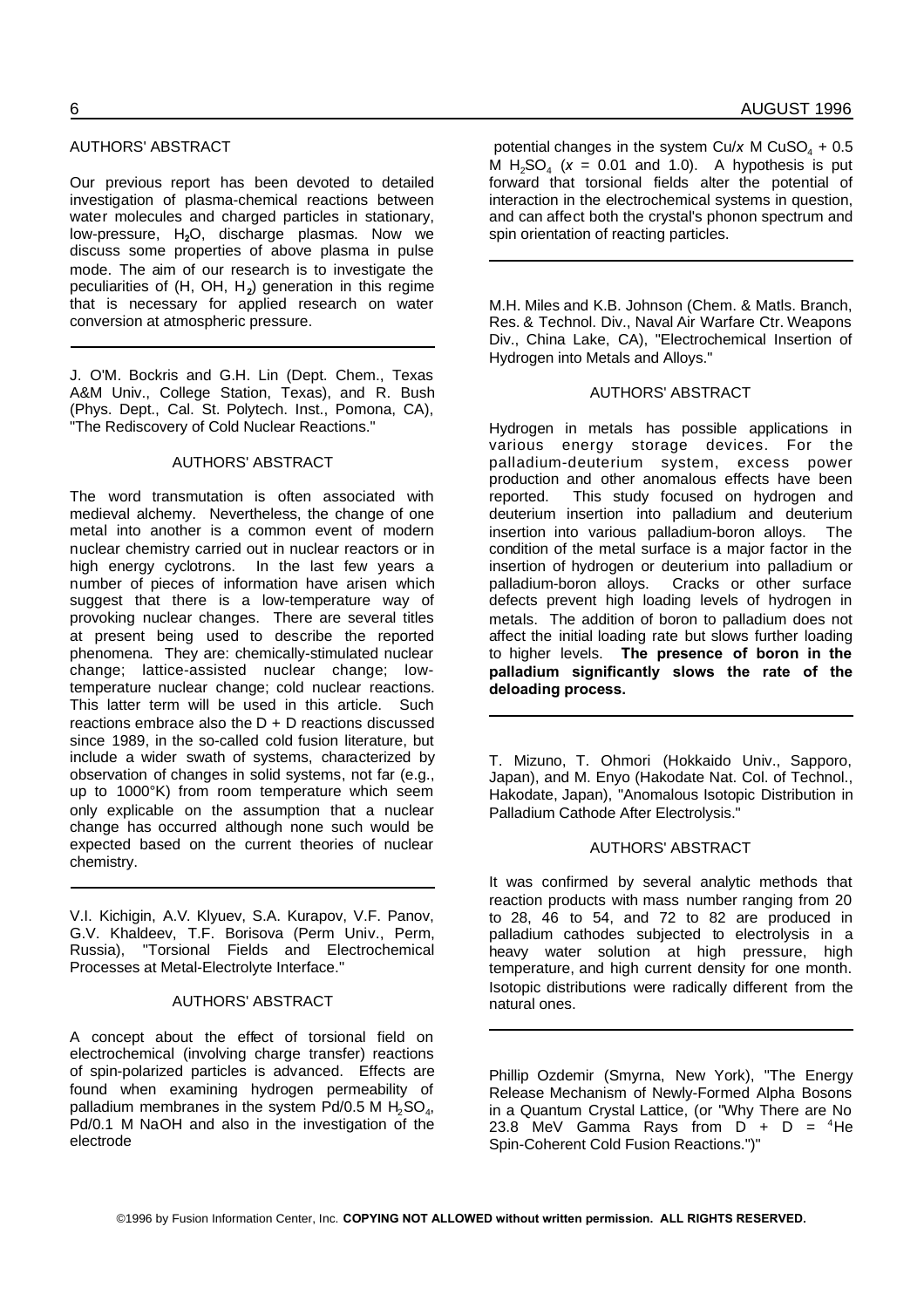AUTHORS' ABSTRACT

Our previous report has been devoted to detailed investigation of plasma-chemical reactions between water molecules and charged particles in stationary, low-pressure, $H_2O$, discharge plasmas. Now we discuss some properties of above plasma in pulse mode. The aim of our research is to investigate the peculiarities of (H, OH, $H_2$) generation in this regime that is necessary for applied research on water conversion at atmospheric pressure.

---

J. O'M. Bockris and G.H. Lin (Dept. Chem., Texas A&M Univ., College Station, Texas), and R. Bush (Phys. Dept., Cal. St. Polytech. Inst., Pomona, CA), "The Rediscovery of Cold Nuclear Reactions."

AUTHORS' ABSTRACT

The word transmutation is often associated with medieval alchemy. Nevertheless, the change of one metal into another is a common event of modern nuclear chemistry carried out in nuclear reactors or in high energy cyclotrons. In the last few years a number of pieces of information have arisen which suggest that there is a low-temperature way of provoking nuclear changes. There are several titles at present being used to describe the reported phenomena. They are: chemically-stimulated nuclear change; lattice-assisted nuclear change; low-temperature nuclear change; cold nuclear reactions. This latter term will be used in this article. Such reactions embrace also the D + D reactions discussed since 1989, in the so-called cold fusion literature, but include a wider swath of systems, characterized by observation of changes in solid systems, not far (e.g., up to 1000°K) from room temperature which seem only explicable on the assumption that a nuclear change has occurred although none such would be expected based on the current theories of nuclear chemistry.

---

V.I. Kichigin, A.V. Klyuev, S.A. Kurapov, V.F. Panov, G.V. Khaldeev, T.F. Borisova (Perm Univ., Perm, Russia), "Torsional Fields and Electrochemical Processes at Metal-Electrolyte Interface."

AUTHORS' ABSTRACT

A concept about the effect of torsional field on electrochemical (involving charge transfer) reactions of spin-polarized particles is advanced. Effects are found when examining hydrogen permeability of palladium membranes in the system Pd/0.5 M $H_2SO_4$, Pd/0.1 M NaOH and also in the investigation of the electrode potential changes in the system Cu/$x$ M $CuSO_4$ + 0.5 M $H_2SO_4$ ($x$ = 0.01 and 1.0). A hypothesis is put forward that torsional fields alter the potential of interaction in the electrochemical systems in question, and can affect both the crystal's phonon spectrum and spin orientation of reacting particles.

---

M.H. Miles and K.B. Johnson (Chem. & Matls. Branch, Res. & Technol. Div., Naval Air Warfare Ctr. Weapons Div., China Lake, CA), "Electrochemical Insertion of Hydrogen into Metals and Alloys."

AUTHORS' ABSTRACT

Hydrogen in metals has possible applications in various energy storage devices. For the palladium-deuterium system, excess power production and other anomalous effects have been reported. This study focused on hydrogen and deuterium insertion into palladium and deuterium insertion into various palladium-boron alloys. The condition of the metal surface is a major factor in the insertion of hydrogen or deuterium into palladium or palladium-boron alloys. Cracks or other surface defects prevent high loading levels of hydrogen in metals. The addition of boron to palladium does not affect the initial loading rate but slows further loading to higher levels. **The presence of boron in the palladium significantly slows the rate of the deloading process.**

---

T. Mizuno, T. Ohmori (Hokkaido Univ., Sapporo, Japan), and M. Enyo (Hakodate Nat. Col. of Technol., Hakodate, Japan), "Anomalous Isotopic Distribution in Palladium Cathode After Electrolysis."

AUTHORS' ABSTRACT

It was confirmed by several analytic methods that reaction products with mass number ranging from 20 to 28, 46 to 54, and 72 to 82 are produced in palladium cathodes subjected to electrolysis in a heavy water solution at high pressure, high temperature, and high current density for one month. Isotopic distributions were radically different from the natural ones.

---

Phillip Ozdemir (Smyrna, New York), "The Energy Release Mechanism of Newly-Formed Alpha Bosons in a Quantum Crystal Lattice, (or "Why There are No 23.8 MeV Gamma Rays from D + D = $^4$He Spin-Coherent Cold Fusion Reactions.")"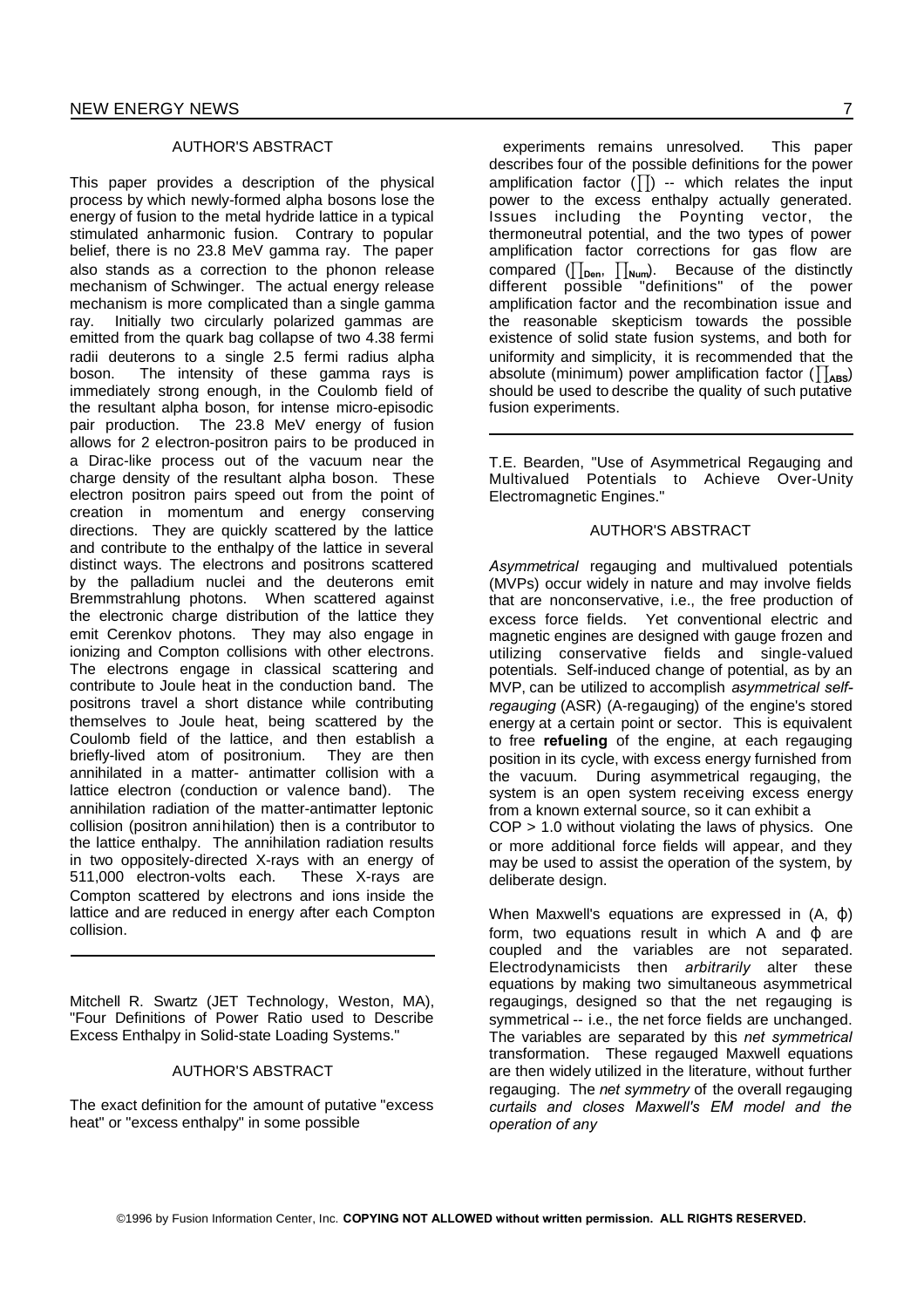AUTHOR'S ABSTRACT

This paper provides a description of the physical process by which newly-formed alpha bosons lose the energy of fusion to the metal hydride lattice in a typical stimulated anharmonic fusion. Contrary to popular belief, there is no 23.8 MeV gamma ray. The paper also stands as a correction to the phonon release mechanism of Schwinger. The actual energy release mechanism is more complicated than a single gamma ray. Initially two circularly polarized gammas are emitted from the quark bag collapse of two 4.38 fermi radii deuterons to a single 2.5 fermi radius alpha boson. The intensity of these gamma rays is immediately strong enough, in the Coulomb field of the resultant alpha boson, for intense micro-episodic pair production. The 23.8 MeV energy of fusion allows for 2 electron-positron pairs to be produced in a Dirac-like process out of the vacuum near the charge density of the resultant alpha boson. These electron positron pairs speed out from the point of creation in momentum and energy conserving directions. They are quickly scattered by the lattice and contribute to the enthalpy of the lattice in several distinct ways. The electrons and positrons scattered by the palladium nuclei and the deuterons emit Bremmstrahlung photons. When scattered against the electronic charge distribution of the lattice they emit Cerenkov photons. They may also engage in ionizing and Compton collisions with other electrons. The electrons engage in classical scattering and contribute to Joule heat in the conduction band. The positrons travel a short distance while contributing themselves to Joule heat, being scattered by the Coulomb field of the lattice, and then establish a briefly-lived atom of positronium. They are then annihilated in a matter- antimatter collision with a lattice electron (conduction or valence band). The annihilation radiation of the matter-antimatter leptonic collision (positron annihilation) then is a contributor to the lattice enthalpy. The annihilation radiation results in two oppositely-directed X-rays with an energy of 511,000 electron-volts each. These X-rays are Compton scattered by electrons and ions inside the lattice and are reduced in energy after each Compton collision.

---

Mitchell R. Swartz (JET Technology, Weston, MA), "Four Definitions of Power Ratio used to Describe Excess Enthalpy in Solid-state Loading Systems."

AUTHOR'S ABSTRACT

The exact definition for the amount of putative "excess heat" or "excess enthalpy" in some possible experiments remains unresolved. This paper describes four of the possible definitions for the power amplification factor ($\prod$) -- which relates the input power to the excess enthalpy actually generated. Issues including the Poynting vector, the thermoneutral potential, and the two types of power amplification factor corrections for gas flow are compared ($\prod_{Den}$, $\prod_{Num}$). Because of the distinctly different possible "definitions" of the power amplification factor and the recombination issue and the reasonable skepticism towards the possible existence of solid state fusion systems, and both for uniformity and simplicity, it is recommended that the absolute (minimum) power amplification factor ($\prod_{ABS}$) should be used to describe the quality of such putative fusion experiments.

---

T.E. Bearden, "Use of Asymmetrical Regauging and Multivalued Potentials to Achieve Over-Unity Electromagnetic Engines."

AUTHOR'S ABSTRACT

*Asymmetrical* regauging and multivalued potentials (MVPs) occur widely in nature and may involve fields that are nonconservative, i.e., the free production of excess force fields. Yet conventional electric and magnetic engines are designed with gauge frozen and utilizing conservative fields and single-valued potentials. Self-induced change of potential, as by an MVP, can be utilized to accomplish *asymmetrical self-regauging* (ASR) (A-regauging) of the engine's stored energy at a certain point or sector. This is equivalent to free **refueling** of the engine, at each regauging position in its cycle, with excess energy furnished from the vacuum. During asymmetrical regauging, the system is an open system receiving excess energy from a known external source, so it can exhibit a COP > 1.0 without violating the laws of physics. One or more additional force fields will appear, and they may be used to assist the operation of the system, by deliberate design.

When Maxwell's equations are expressed in ($A$, $\phi$) form, two equations result in which $A$ and $\phi$ are coupled and the variables are not separated. Electrodynamicists then *arbitrarily* alter these equations by making two simultaneous asymmetrical regaugings, designed so that the net regauging is symmetrical -- i.e., the net force fields are unchanged. The variables are separated by this *net symmetrical* transformation. These regauged Maxwell equations are then widely utilized in the literature, without further regauging. The *net symmetry* of the overall regauging *curtails and closes Maxwell's EM model and the operation of any*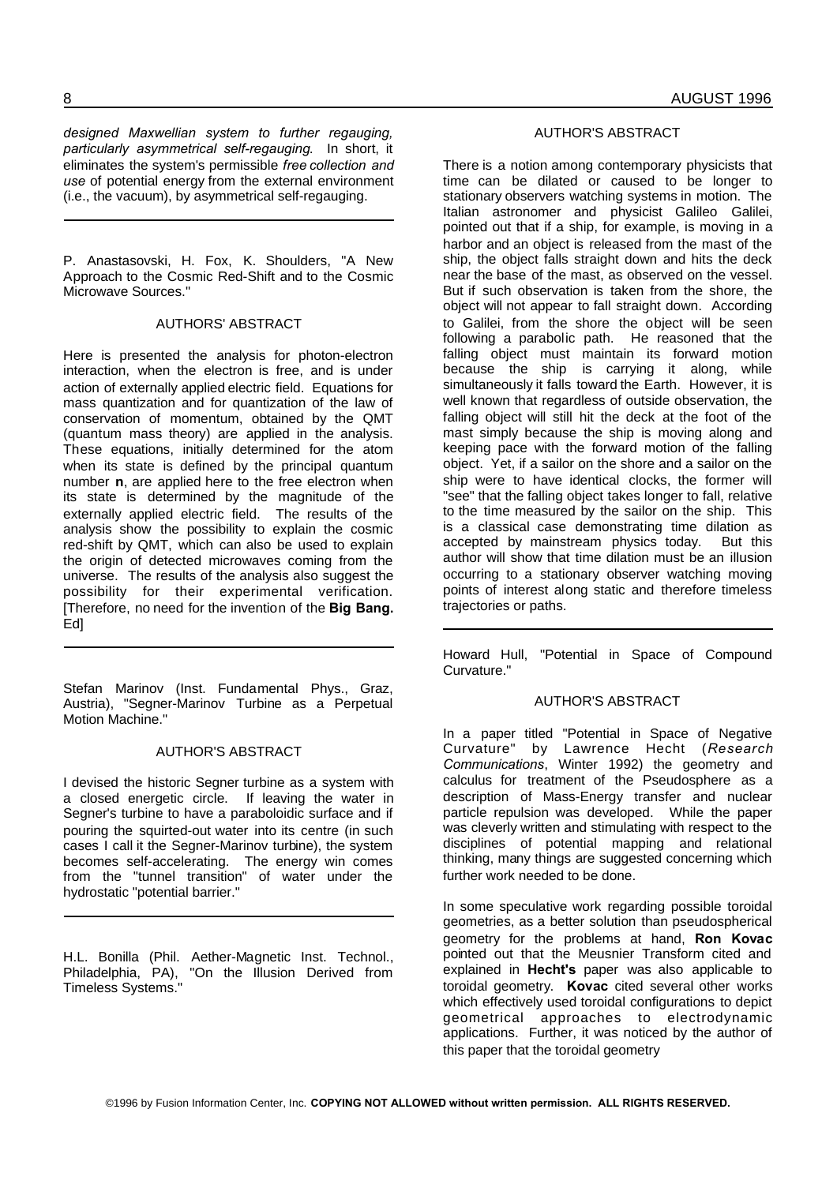*designed Maxwellian system to further regauging, particularly asymmetrical self-regauging.* In short, it eliminates the system's permissible *free collection and use* of potential energy from the external environment (i.e., the vacuum), by asymmetrical self-regauging.

---

P. Anastasovski, H. Fox, K. Shoulders, "A New Approach to the Cosmic Red-Shift and to the Cosmic Microwave Sources."

AUTHORS' ABSTRACT

Here is presented the analysis for photon-electron interaction, when the electron is free, and is under action of externally applied electric field. Equations for mass quantization and for quantization of the law of conservation of momentum, obtained by the QMT (quantum mass theory) are applied in the analysis. These equations, initially determined for the atom when its state is defined by the principal quantum number **n**, are applied here to the free electron when its state is determined by the magnitude of the externally applied electric field. The results of the analysis show the possibility to explain the cosmic red-shift by QMT, which can also be used to explain the origin of detected microwaves coming from the universe. The results of the analysis also suggest the possibility for their experimental verification. [Therefore, no need for the invention of the **Big Bang.** Ed]

---

Stefan Marinov (Inst. Fundamental Phys., Graz, Austria), "Segner-Marinov Turbine as a Perpetual Motion Machine."

AUTHOR'S ABSTRACT

I devised the historic Segner turbine as a system with a closed energetic circle. If leaving the water in Segner's turbine to have a paraboloidic surface and if pouring the squirted-out water into its centre (in such cases I call it the Segner-Marinov turbine), the system becomes self-accelerating. The energy win comes from the "tunnel transition" of water under the hydrostatic "potential barrier."

---

H.L. Bonilla (Phil. Aether-Magnetic Inst. Technol., Philadelphia, PA), "On the Illusion Derived from Timeless Systems."

AUTHOR'S ABSTRACT

There is a notion among contemporary physicists that time can be dilated or caused to be longer to stationary observers watching systems in motion. The Italian astronomer and physicist Galileo Galilei, pointed out that if a ship, for example, is moving in a harbor and an object is released from the mast of the ship, the object falls straight down and hits the deck near the base of the mast, as observed on the vessel. But if such observation is taken from the shore, the object will not appear to fall straight down. According to Galilei, from the shore the object will be seen following a parabolic path. He reasoned that the falling object must maintain its forward motion because the ship is carrying it along, while simultaneously it falls toward the Earth. However, it is well known that regardless of outside observation, the falling object will still hit the deck at the foot of the mast simply because the ship is moving along and keeping pace with the forward motion of the falling object. Yet, if a sailor on the shore and a sailor on the ship were to have identical clocks, the former will "see" that the falling object takes longer to fall, relative to the time measured by the sailor on the ship. This is a classical case demonstrating time dilation as accepted by mainstream physics today. But this author will show that time dilation must be an illusion occurring to a stationary observer watching moving points of interest along static and therefore timeless trajectories or paths.

---

Howard Hull, "Potential in Space of Compound Curvature."

AUTHOR'S ABSTRACT

In a paper titled "Potential in Space of Negative Curvature" by Lawrence Hecht (*Research Communications*, Winter 1992) the geometry and calculus for treatment of the Pseudosphere as a description of Mass-Energy transfer and nuclear particle repulsion was developed. While the paper was cleverly written and stimulating with respect to the disciplines of potential mapping and relational thinking, many things are suggested concerning which further work needed to be done.

In some speculative work regarding possible toroidal geometries, as a better solution than pseudospherical geometry for the problems at hand, **Ron Kovac** pointed out that the Meusnier Transform cited and explained in **Hecht's** paper was also applicable to toroidal geometry. **Kovac** cited several other works which effectively used toroidal configurations to depict geometrical approaches to electrodynamic applications. Further, it was noticed by the author of this paper that the toroidal geometry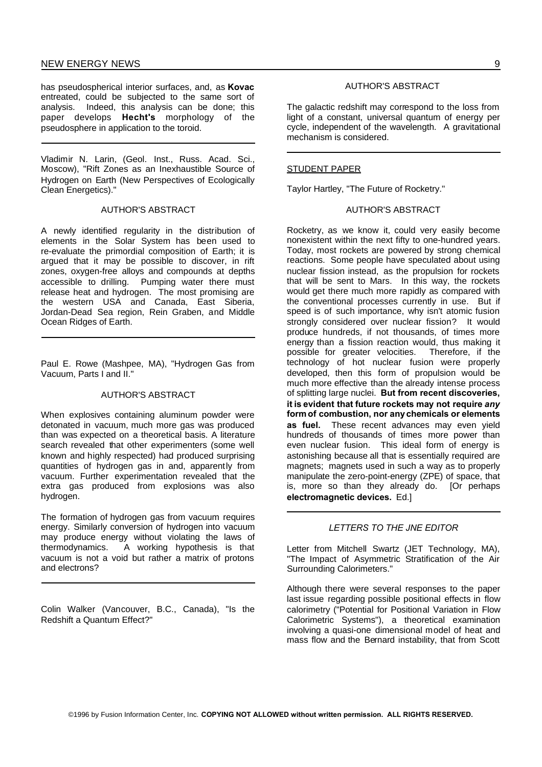has pseudospherical interior surfaces, and, as **Kovac** entreated, could be subjected to the same sort of analysis. Indeed, this analysis can be done; this paper develops **Hecht's** morphology of the pseudosphere in application to the toroid.

---

Vladimir N. Larin, (Geol. Inst., Russ. Acad. Sci., Moscow), "Rift Zones as an Inexhaustible Source of Hydrogen on Earth (New Perspectives of Ecologically Clean Energetics)."

AUTHOR'S ABSTRACT

A newly identified regularity in the distribution of elements in the Solar System has been used to re-evaluate the primordial composition of Earth; it is argued that it may be possible to discover, in rift zones, oxygen-free alloys and compounds at depths accessible to drilling. Pumping water there must release heat and hydrogen. The most promising are the western USA and Canada, East Siberia, Jordan-Dead Sea region, Rein Graben, and Middle Ocean Ridges of Earth.

---

Paul E. Rowe (Mashpee, MA), "Hydrogen Gas from Vacuum, Parts I and II."

AUTHOR'S ABSTRACT

When explosives containing aluminum powder were detonated in vacuum, much more gas was produced than was expected on a theoretical basis. A literature search revealed that other experimenters (some well known and highly respected) had produced surprising quantities of hydrogen gas in and, apparently from vacuum. Further experimentation revealed that the extra gas produced from explosions was also hydrogen.

The formation of hydrogen gas from vacuum requires energy. Similarly conversion of hydrogen into vacuum may produce energy without violating the laws of thermodynamics. A working hypothesis is that vacuum is not a void but rather a matrix of protons and electrons?

---

Colin Walker (Vancouver, B.C., Canada), "Is the Redshift a Quantum Effect?"

AUTHOR'S ABSTRACT

The galactic redshift may correspond to the loss from light of a constant, universal quantum of energy per cycle, independent of the wavelength. A gravitational mechanism is considered.

---

STUDENT PAPER

Taylor Hartley, "The Future of Rocketry."

AUTHOR'S ABSTRACT

Rocketry, as we know it, could very easily become nonexistent within the next fifty to one-hundred years. Today, most rockets are powered by strong chemical reactions. Some people have speculated about using nuclear fission instead, as the propulsion for rockets that will be sent to Mars. In this way, the rockets would get there much more rapidly as compared with the conventional processes currently in use. But if speed is of such importance, why isn't atomic fusion strongly considered over nuclear fission? It would produce hundreds, if not thousands, of times more energy than a fission reaction would, thus making it possible for greater velocities. Therefore, if the technology of hot nuclear fusion were properly developed, then this form of propulsion would be much more effective than the already intense process of splitting large nuclei. **But from recent discoveries, it is evident that future rockets may not require *any* form of combustion, nor any chemicals or elements as fuel.** These recent advances may even yield hundreds of thousands of times more power than even nuclear fusion. This ideal form of energy is astonishing because all that is essentially required are magnets; magnets used in such a way as to properly manipulate the zero-point-energy (ZPE) of space, that is, more so than they already do. [Or perhaps **electromagnetic devices.** Ed.]

---

*LETTERS TO THE JNE EDITOR*

Letter from Mitchell Swartz (JET Technology, MA), "The Impact of Asymmetric Stratification of the Air Surrounding Calorimeters."

Although there were several responses to the paper last issue regarding possible positional effects in flow calorimetry ("Potential for Positional Variation in Flow Calorimetric Systems"), a theoretical examination involving a quasi-one dimensional model of heat and mass flow and the Bernard instability, that from Scott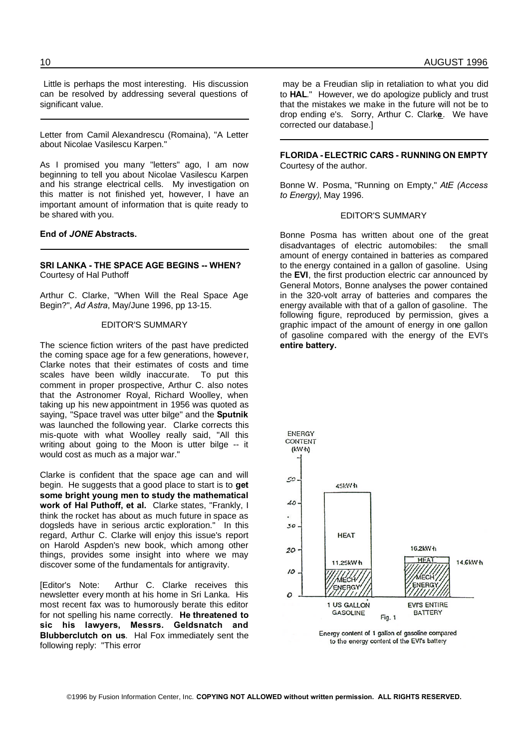Little is perhaps the most interesting. His discussion can be resolved by addressing several questions of significant value.

---

Letter from Camil Alexandrescu (Romaina), "A Letter about Nicolae Vasilescu Karpen."

As I promised you many "letters" ago, I am now beginning to tell you about Nicolae Vasilescu Karpen and his strange electrical cells. My investigation on this matter is not finished yet, however, I have an important amount of information that is quite ready to be shared with you.

**End of *JONE* Abstracts.**

---

**SRI LANKA - THE SPACE AGE BEGINS -- WHEN?**
Courtesy of Hal Puthoff

Arthur C. Clarke, "When Will the Real Space Age Begin?", *Ad Astra*, May/June 1996, pp 13-15.

EDITOR'S SUMMARY

The science fiction writers of the past have predicted the coming space age for a few generations, however, Clarke notes that their estimates of costs and time scales have been wildly inaccurate. To put this comment in proper prospective, Arthur C. also notes that the Astronomer Royal, Richard Woolley, when taking up his new appointment in 1956 was quoted as saying, "Space travel was utter bilge" and the **Sputnik** was launched the following year. Clarke corrects this mis-quote with what Woolley really said, "All this writing about going to the Moon is utter bilge -- it would cost as much as a major war."

Clarke is confident that the space age can and will begin. He suggests that a good place to start is to **get some bright young men to study the mathematical work of Hal Puthoff, et al.** Clarke states, "Frankly, I think the rocket has about as much future in space as dogsleds have in serious arctic exploration." In this regard, Arthur C. Clarke will enjoy this issue's report on Harold Aspden's new book, which among other things, provides some insight into where we may discover some of the fundamentals for antigravity.

[Editor's Note: Arthur C. Clarke receives this newsletter every month at his home in Sri Lanka. His most recent fax was to humorously berate this editor for not spelling his name correctly. **He threatened to sic his lawyers, Messrs. Geldsnatch and Blubberclutch on us**. Hal Fox immediately sent the following reply: "This error may be a Freudian slip in retaliation to what you did to **HAL**." However, we do apologize publicly and trust that the mistakes we make in the future will not be to drop ending e's. Sorry, Arthur C. Clark**e**. We have corrected our database.]

---

**FLORIDA - ELECTRIC CARS - RUNNING ON EMPTY**
Courtesy of the author.

Bonne W. Posma, "Running on Empty," *AtE (Access to Energy)*, May 1996.

EDITOR'S SUMMARY

Bonne Posma has written about one of the great disadvantages of electric automobiles: the small amount of energy contained in batteries as compared to the energy contained in a gallon of gasoline. Using the **EVI**, the first production electric car announced by General Motors, Bonne analyses the power contained in the 320-volt array of batteries and compares the energy available with that of a gallon of gasoline. The following figure, reproduced by permission, gives a graphic impact of the amount of energy in one gallon of gasoline compared with the energy of the EVI's **entire battery.**

Fig. 1

Energy content of 1 gallon of gasoline compared to the energy content of the EVI's battery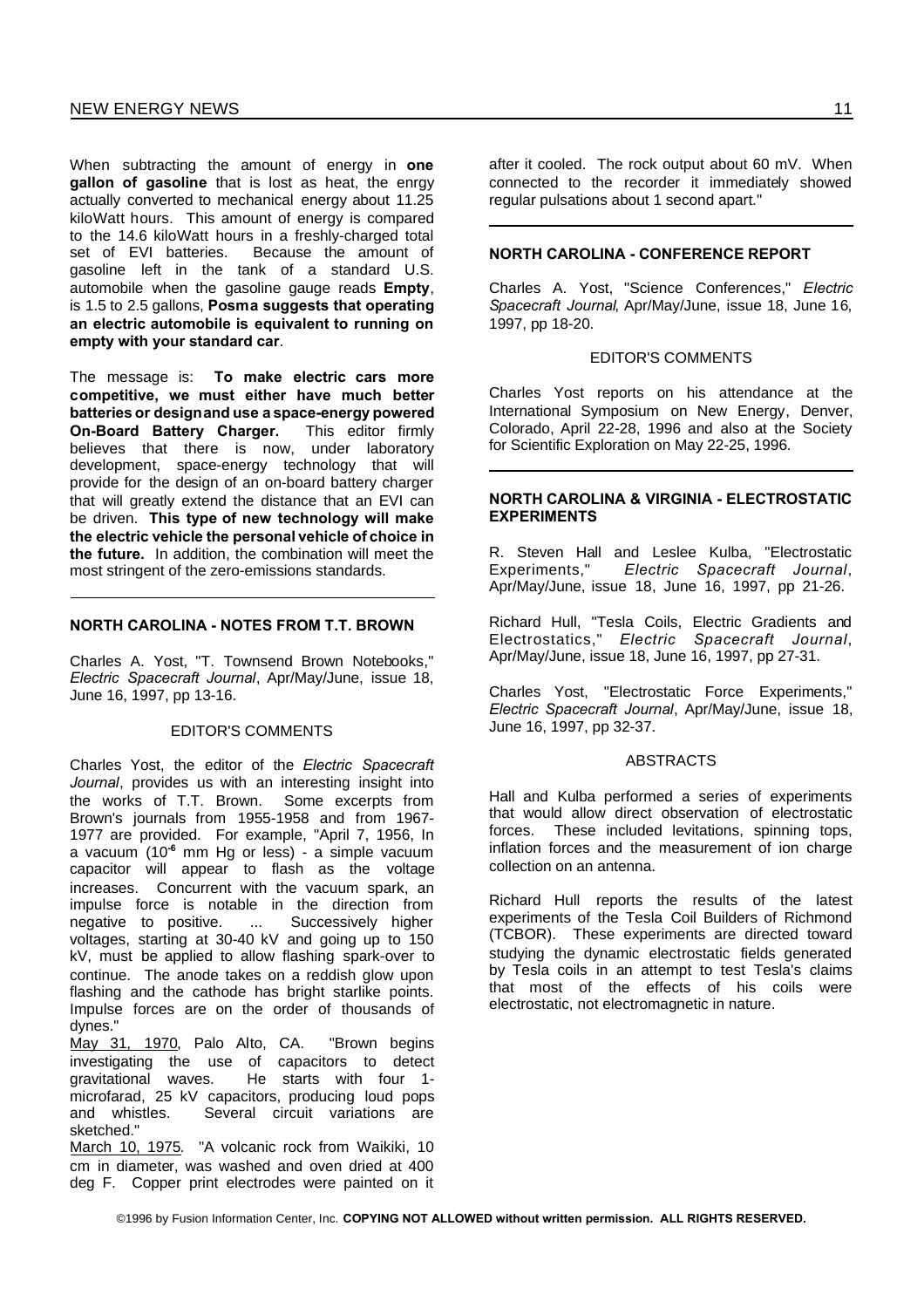When subtracting the amount of energy in **one gallon of gasoline** that is lost as heat, the enrgy actually converted to mechanical energy about 11.25 kiloWatt hours. This amount of energy is compared to the 14.6 kiloWatt hours in a freshly-charged total set of EVI batteries. Because the amount of gasoline left in the tank of a standard U.S. automobile when the gasoline gauge reads **Empty**, is 1.5 to 2.5 gallons, **Posma suggests that operating an electric automobile is equivalent to running on empty with your standard car**.

The message is: **To make electric cars more competitive, we must either have much better batteries or design and use a space-energy powered On-Board Battery Charger.** This editor firmly believes that there is now, under laboratory development, space-energy technology that will provide for the design of an on-board battery charger that will greatly extend the distance that an EVI can be driven. **This type of new technology will make the electric vehicle the personal vehicle of choice in the future.** In addition, the combination will meet the most stringent of the zero-emissions standards.

---

## NORTH CAROLINA - NOTES FROM T.T. BROWN

Charles A. Yost, "T. Townsend Brown Notebooks," *Electric Spacecraft Journal*, Apr/May/June, issue 18, June 16, 1997, pp 13-16.

### EDITOR'S COMMENTS

Charles Yost, the editor of the *Electric Spacecraft Journal*, provides us with an interesting insight into the works of T.T. Brown. Some excerpts from Brown's journals from 1955-1958 and from 1967-1977 are provided. For example, "April 7, 1956, In a vacuum ($10^{-6}$ mm Hg or less) - a simple vacuum capacitor will appear to flash as the voltage increases. Concurrent with the vacuum spark, an impulse force is notable in the direction from negative to positive. ... Successively higher voltages, starting at 30-40 kV and going up to 150 kV, must be applied to allow flashing spark-over to continue. The anode takes on a reddish glow upon flashing and the cathode has bright starlike points. Impulse forces are on the order of thousands of dynes."

May 31, 1970, Palo Alto, CA. "Brown begins investigating the use of capacitors to detect gravitational waves. He starts with four 1-microfarad, 25 kV capacitors, producing loud pops and whistles. Several circuit variations are sketched."

March 10, 1975. "A volcanic rock from Waikiki, 10 cm in diameter, was washed and oven dried at 400 deg F. Copper print electrodes were painted on it after it cooled. The rock output about 60 mV. When connected to the recorder it immediately showed regular pulsations about 1 second apart."

---

## NORTH CAROLINA - CONFERENCE REPORT

Charles A. Yost, "Science Conferences," *Electric Spacecraft Journal*, Apr/May/June, issue 18, June 16, 1997, pp 18-20.

### EDITOR'S COMMENTS

Charles Yost reports on his attendance at the International Symposium on New Energy, Denver, Colorado, April 22-28, 1996 and also at the Society for Scientific Exploration on May 22-25, 1996.

---

## NORTH CAROLINA & VIRGINIA - ELECTROSTATIC EXPERIMENTS

R. Steven Hall and Leslee Kulba, "Electrostatic Experiments," *Electric Spacecraft Journal*, Apr/May/June, issue 18, June 16, 1997, pp 21-26.

Richard Hull, "Tesla Coils, Electric Gradients and Electrostatics," *Electric Spacecraft Journal*, Apr/May/June, issue 18, June 16, 1997, pp 27-31.

Charles Yost, "Electrostatic Force Experiments," *Electric Spacecraft Journal*, Apr/May/June, issue 18, June 16, 1997, pp 32-37.

### ABSTRACTS

Hall and Kulba performed a series of experiments that would allow direct observation of electrostatic forces. These included levitations, spinning tops, inflation forces and the measurement of ion charge collection on an antenna.

Richard Hull reports the results of the latest experiments of the Tesla Coil Builders of Richmond (TCBOR). These experiments are directed toward studying the dynamic electrostatic fields generated by Tesla coils in an attempt to test Tesla's claims that most of the effects of his coils were electrostatic, not electromagnetic in nature.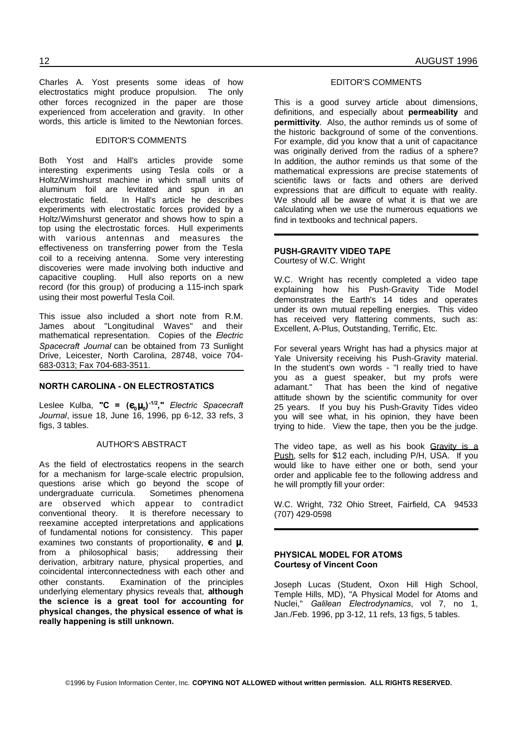Charles A. Yost presents some ideas of how electrostatics might produce propulsion. The only other forces recognized in the paper are those experienced from acceleration and gravity. In other words, this article is limited to the Newtonian forces.

EDITOR'S COMMENTS

Both Yost and Hall's articles provide some interesting experiments using Tesla coils or a Holtz/Wimshurst machine in which small units of aluminum foil are levitated and spun in an electrostatic field. In Hall's article he describes experiments with electrostatic forces provided by a Holtz/Wimshurst generator and shows how to spin a top using the electrostatic forces. Hull experiments with various antennas and measures the effectiveness on transferring power from the Tesla coil to a receiving antenna. Some very interesting discoveries were made involving both inductive and capacitive coupling. Hull also reports on a new record (for this group) of producing a 115-inch spark using their most powerful Tesla Coil.

This issue also included a short note from R.M. James about "Longitudinal Waves" and their mathematical representation. Copies of the *Electric Spacecraft Journal* can be obtained from 73 Sunlight Drive, Leicester, North Carolina, 28748, voice 704-683-0313; Fax 704-683-3511.

## NORTH CAROLINA - ON ELECTROSTATICS

Leslee Kulba, **"C = $(\epsilon_0\mu_0)^{-1/2}$,"** *Electric Spacecraft Journal*, issue 18, June 16, 1996, pp 6-12, 33 refs, 3 figs, 3 tables.

AUTHOR'S ABSTRACT

As the field of electrostatics reopens in the search for a mechanism for large-scale electric propulsion, questions arise which go beyond the scope of undergraduate curricula. Sometimes phenomena are observed which appear to contradict conventional theory. It is therefore necessary to reexamine accepted interpretations and applications of fundamental notions for consistency. This paper examines two constants of proportionality, $\epsilon$ and $\mu$, from a philosophical basis; addressing their derivation, arbitrary nature, physical properties, and coincidental interconnectedness with each other and other constants. Examination of the principles underlying elementary physics reveals that, **although the science is a great tool for accounting for physical changes, the physical essence of what is really happening is still unknown.**

EDITOR'S COMMENTS

This is a good survey article about dimensions, definitions, and especially about **permeability** and **permittivity**. Also, the author reminds us of some of the historic background of some of the conventions. For example, did you know that a unit of capacitance was originally derived from the radius of a sphere? In addition, the author reminds us that some of the mathematical expressions are precise statements of scientific laws or facts and others are derived expressions that are difficult to equate with reality. We should all be aware of what it is that we are calculating when we use the numerous equations we find in textbooks and technical papers.

## PUSH-GRAVITY VIDEO TAPE

Courtesy of W.C. Wright

W.C. Wright has recently completed a video tape explaining how his Push-Gravity Tide Model demonstrates the Earth's 14 tides and operates under its own mutual repelling energies. This video has received very flattering comments, such as: Excellent, A-Plus, Outstanding, Terrific, Etc.

For several years Wright has had a physics major at Yale University receiving his Push-Gravity material. In the student's own words - "I really tried to have you as a guest speaker, but my profs were adamant." That has been the kind of negative attitude shown by the scientific community for over 25 years. If you buy his Push-Gravity Tides video you will see what, in his opinion, they have been trying to hide. View the tape, then you be the judge.

The video tape, as well as his book Gravity is a Push, sells for $12 each, including P/H, USA. If you would like to have either one or both, send your order and applicable fee to the following address and he will promptly fill your order:

W.C. Wright, 732 Ohio Street, Fairfield, CA 94533 (707) 429-0598

## PHYSICAL MODEL FOR ATOMS

**Courtesy of Vincent Coon**

Joseph Lucas (Student, Oxon Hill High School, Temple Hills, MD), "A Physical Model for Atoms and Nuclei," *Galilean Electrodynamics*, vol 7, no 1, Jan./Feb. 1996, pp 3-12, 11 refs, 13 figs, 5 tables.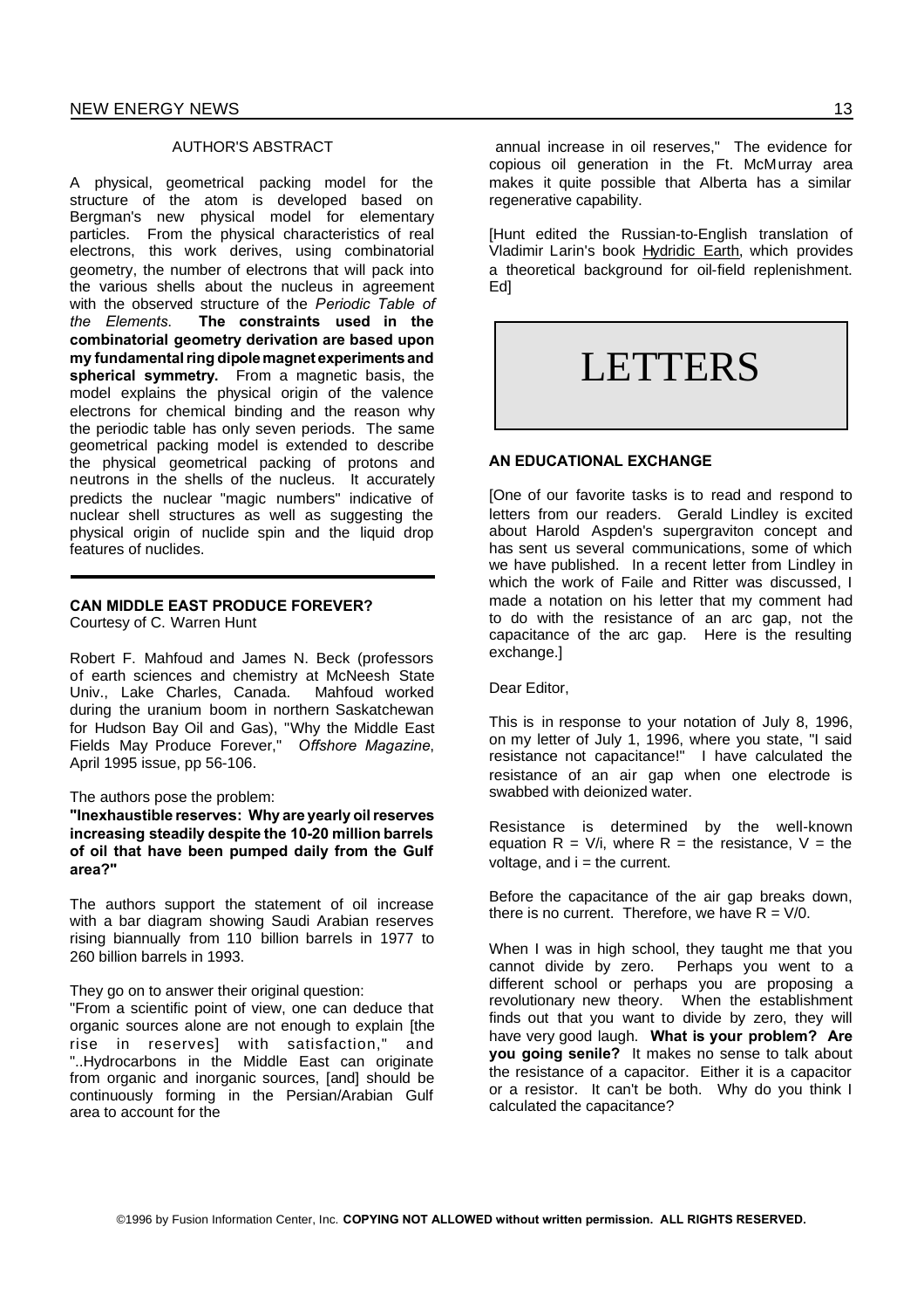### AUTHOR'S ABSTRACT

A physical, geometrical packing model for the structure of the atom is developed based on Bergman's new physical model for elementary particles. From the physical characteristics of real electrons, this work derives, using combinatorial geometry, the number of electrons that will pack into the various shells about the nucleus in agreement with the observed structure of the *Periodic Table of the Elements*. **The constraints used in the combinatorial geometry derivation are based upon my fundamental ring dipole magnet experiments and spherical symmetry.** From a magnetic basis, the model explains the physical origin of the valence electrons for chemical binding and the reason why the periodic table has only seven periods. The same geometrical packing model is extended to describe the physical geometrical packing of protons and neutrons in the shells of the nucleus. It accurately predicts the nuclear "magic numbers" indicative of nuclear shell structures as well as suggesting the physical origin of nuclide spin and the liquid drop features of nuclides.

---

## CAN MIDDLE EAST PRODUCE FOREVER?

Courtesy of C. Warren Hunt

Robert F. Mahfoud and James N. Beck (professors of earth sciences and chemistry at McNeesh State Univ., Lake Charles, Canada. Mahfoud worked during the uranium boom in northern Saskatchewan for Hudson Bay Oil and Gas), "Why the Middle East Fields May Produce Forever," *Offshore Magazine*, April 1995 issue, pp 56-106.

The authors pose the problem:

**"Inexhaustible reserves: Why are yearly oil reserves increasing steadily despite the 10-20 million barrels of oil that have been pumped daily from the Gulf area?"**

The authors support the statement of oil increase with a bar diagram showing Saudi Arabian reserves rising biannually from 110 billion barrels in 1977 to 260 billion barrels in 1993.

They go on to answer their original question:

"From a scientific point of view, one can deduce that organic sources alone are not enough to explain [the rise in reserves] with satisfaction," and "..Hydrocarbons in the Middle East can originate from organic and inorganic sources, [and] should be continuously forming in the Persian/Arabian Gulf area to account for the annual increase in oil reserves," The evidence for copious oil generation in the Ft. McMurray area makes it quite possible that Alberta has a similar regenerative capability.

[Hunt edited the Russian-to-English translation of Vladimir Larin's book Hydridic Earth, which provides a theoretical background for oil-field replenishment. Ed]

# LETTERS

### AN EDUCATIONAL EXCHANGE

[One of our favorite tasks is to read and respond to letters from our readers. Gerald Lindley is excited about Harold Aspden's supergraviton concept and has sent us several communications, some of which we have published. In a recent letter from Lindley in which the work of Faile and Ritter was discussed, I made a notation on his letter that my comment had to do with the resistance of an arc gap, not the capacitance of the arc gap. Here is the resulting exchange.]

Dear Editor,

This is in response to your notation of July 8, 1996, on my letter of July 1, 1996, where you state, "I said resistance not capacitance!" I have calculated the resistance of an air gap when one electrode is swabbed with deionized water.

Resistance is determined by the well-known equation $R = V/i$, where $R$ = the resistance, $V$ = the voltage, and $i$ = the current.

Before the capacitance of the air gap breaks down, there is no current. Therefore, we have $R = V/0$.

When I was in high school, they taught me that you cannot divide by zero. Perhaps you went to a different school or perhaps you are proposing a revolutionary new theory. When the establishment finds out that you want to divide by zero, they will have very good laugh. **What is your problem? Are you going senile?** It makes no sense to talk about the resistance of a capacitor. Either it is a capacitor or a resistor. It can't be both. Why do you think I calculated the capacitance?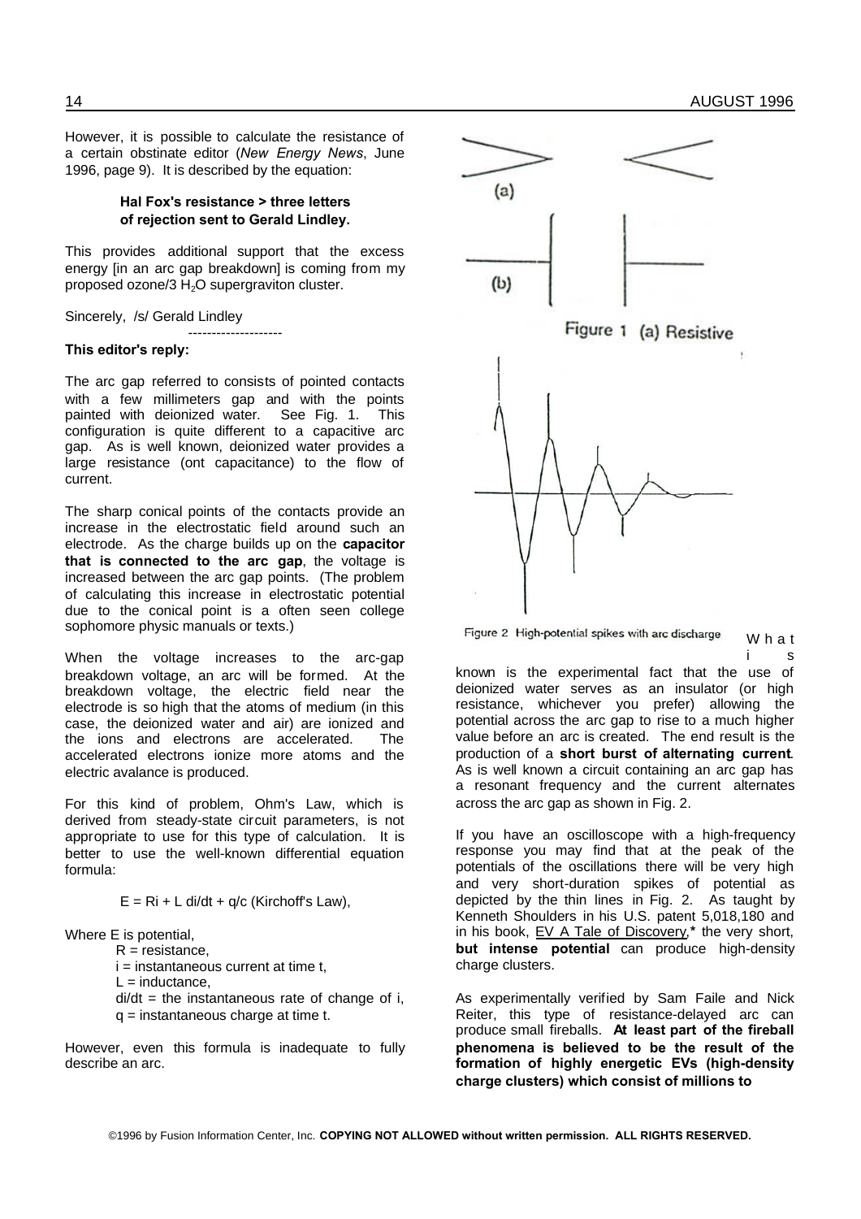However, it is possible to calculate the resistance of a certain obstinate editor (*New Energy News*, June 1996, page 9). It is described by the equation:

**Hal Fox's resistance > three letters of rejection sent to Gerald Lindley.**

This provides additional support that the excess energy [in an arc gap breakdown] is coming from my proposed ozone/3 $H_2O$ supergraviton cluster.

Sincerely, /s/ Gerald Lindley

--------------------

**This editor's reply:**

The arc gap referred to consists of pointed contacts with a few millimeters gap and with the points painted with deionized water. See Fig. 1. This configuration is quite different to a capacitive arc gap. As is well known, deionized water provides a large resistance (ont capacitance) to the flow of current.

The sharp conical points of the contacts provide an increase in the electrostatic field around such an electrode. As the charge builds up on the **capacitor that is connected to the arc gap**, the voltage is increased between the arc gap points. (The problem of calculating this increase in electrostatic potential due to the conical point is a often seen college sophomore physic manuals or texts.)

When the voltage increases to the arc-gap breakdown voltage, an arc will be formed. At the breakdown voltage, the electric field near the electrode is so high that the atoms of medium (in this case, the deionized water and air) are ionized and the ions and electrons are accelerated. The accelerated electrons ionize more atoms and the electric avalance is produced.

For this kind of problem, Ohm's Law, which is derived from steady-state circuit parameters, is not appropriate to use for this type of calculation. It is better to use the well-known differential equation formula:

$$E = Ri + L\,di/dt + q/c \text{ (Kirchoff's Law)},$$

Where E is potential,
- R = resistance,
- i = instantaneous current at time t,
- L = inductance,
- di/dt = the instantaneous rate of change of i,
- q = instantaneous charge at time t.

However, even this formula is inadequate to fully describe an arc.

Figure 1 (a) Resistive

Figure 2 High-potential spikes with arc discharge

What is known is the experimental fact that the use of deionized water serves as an insulator (or high resistance, whichever you prefer) allowing the potential across the arc gap to rise to a much higher value before an arc is created. The end result is the production of a **short burst of alternating current**. As is well known a circuit containing an arc gap has a resonant frequency and the current alternates across the arc gap as shown in Fig. 2.

If you have an oscilloscope with a high-frequency response you may find that at the peak of the potentials of the oscillations there will be very high and very short-duration spikes of potential as depicted by the thin lines in Fig. 2. As taught by Kenneth Shoulders in his U.S. patent 5,018,180 and in his book, EV A Tale of Discovery,* the very short, **but intense potential** can produce high-density charge clusters.

As experimentally verified by Sam Faile and Nick Reiter, this type of resistance-delayed arc can produce small fireballs. **At least part of the fireball phenomena is believed to be the result of the formation of highly energetic EVs (high-density charge clusters) which consist of millions to**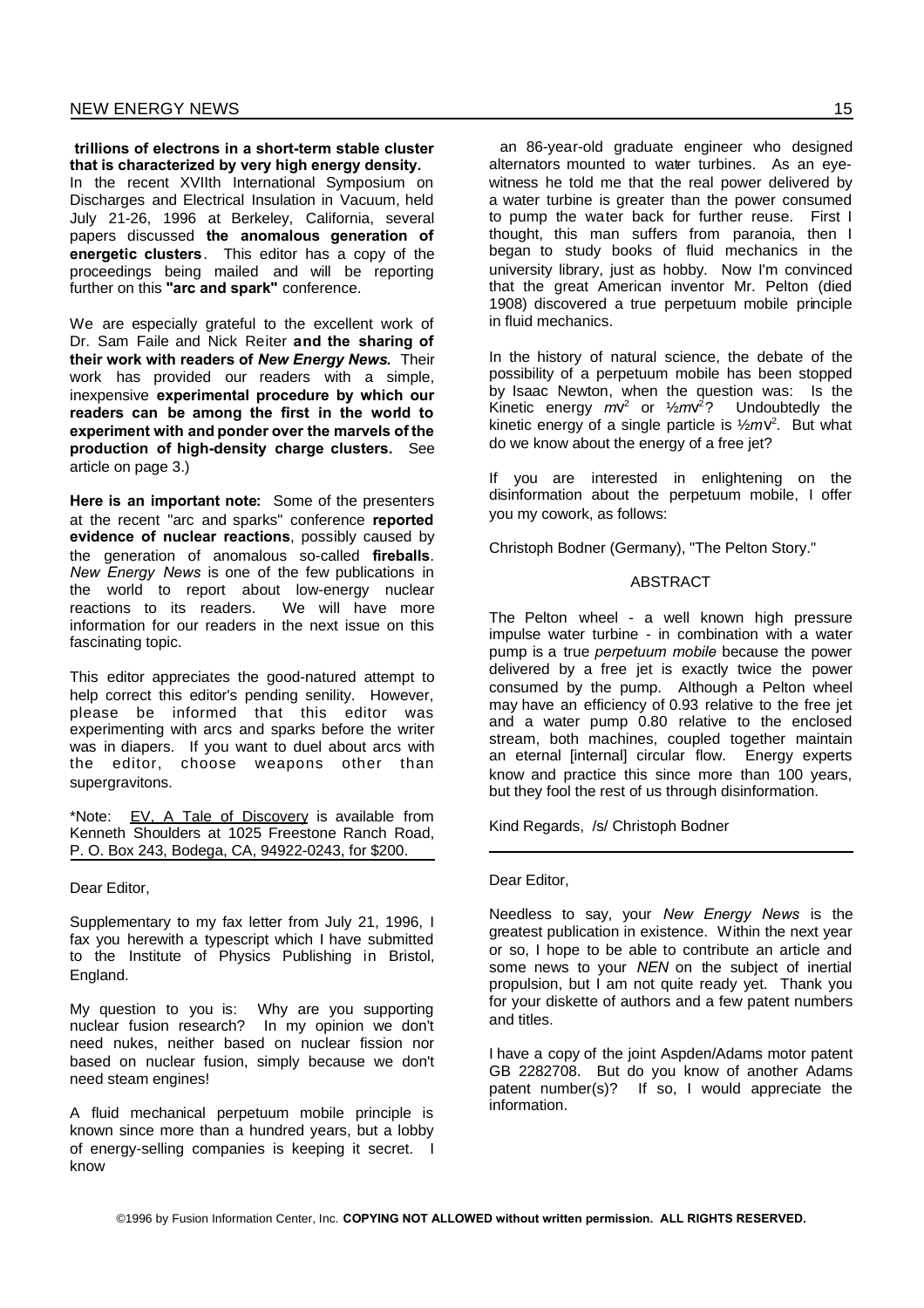**trillions of electrons in a short-term stable cluster that is characterized by very high energy density.** In the recent XVIIth International Symposium on Discharges and Electrical Insulation in Vacuum, held July 21-26, 1996 at Berkeley, California, several papers discussed **the anomalous generation of energetic clusters**. This editor has a copy of the proceedings being mailed and will be reporting further on this **"arc and spark"** conference.

We are especially grateful to the excellent work of Dr. Sam Faile and Nick Reiter **and the sharing of their work with readers of *New Energy News*.** Their work has provided our readers with a simple, inexpensive **experimental procedure by which our readers can be among the first in the world to experiment with and ponder over the marvels of the production of high-density charge clusters.** See article on page 3.)

**Here is an important note:** Some of the presenters at the recent "arc and sparks" conference **reported evidence of nuclear reactions**, possibly caused by the generation of anomalous so-called **fireballs**. *New Energy News* is one of the few publications in the world to report about low-energy nuclear reactions to its readers. We will have more information for our readers in the next issue on this fascinating topic.

This editor appreciates the good-natured attempt to help correct this editor's pending senility. However, please be informed that this editor was experimenting with arcs and sparks before the writer was in diapers. If you want to duel about arcs with the editor, choose weapons other than supergravitons.

*Note: EV, A Tale of Discovery is available from Kenneth Shoulders at 1025 Freestone Ranch Road, P. O. Box 243, Bodega, CA, 94922-0243, for $200.

---

Dear Editor,

Supplementary to my fax letter from July 21, 1996, I fax you herewith a typescript which I have submitted to the Institute of Physics Publishing in Bristol, England.

My question to you is: Why are you supporting nuclear fusion research? In my opinion we don't need nukes, neither based on nuclear fission nor based on nuclear fusion, simply because we don't need steam engines!

A fluid mechanical perpetuum mobile principle is known since more than a hundred years, but a lobby of energy-selling companies is keeping it secret. I know an 86-year-old graduate engineer who designed alternators mounted to water turbines. As an eye-witness he told me that the real power delivered by a water turbine is greater than the power consumed to pump the water back for further reuse. First I thought, this man suffers from paranoia, then I began to study books of fluid mechanics in the university library, just as hobby. Now I'm convinced that the great American inventor Mr. Pelton (died 1908) discovered a true perpetuum mobile principle in fluid mechanics.

In the history of natural science, the debate of the possibility of a perpetuum mobile has been stopped by Isaac Newton, when the question was: Is the Kinetic energy $mv^2$ or $½mv^2$? Undoubtedly the kinetic energy of a single particle is $½mv^2$. But what do we know about the energy of a free jet?

If you are interested in enlightening on the disinformation about the perpetuum mobile, I offer you my cowork, as follows:

Christoph Bodner (Germany), "The Pelton Story."

ABSTRACT

The Pelton wheel - a well known high pressure impulse water turbine - in combination with a water pump is a true *perpetuum mobile* because the power delivered by a free jet is exactly twice the power consumed by the pump. Although a Pelton wheel may have an efficiency of 0.93 relative to the free jet and a water pump 0.80 relative to the enclosed stream, both machines, coupled together maintain an eternal [internal] circular flow. Energy experts know and practice this since more than 100 years, but they fool the rest of us through disinformation.

Kind Regards, /s/ Christoph Bodner

---

Dear Editor,

Needless to say, your *New Energy News* is the greatest publication in existence. Within the next year or so, I hope to be able to contribute an article and some news to your *NEN* on the subject of inertial propulsion, but I am not quite ready yet. Thank you for your diskette of authors and a few patent numbers and titles.

I have a copy of the joint Aspden/Adams motor patent GB 2282708. But do you know of another Adams patent number(s)? If so, I would appreciate the information.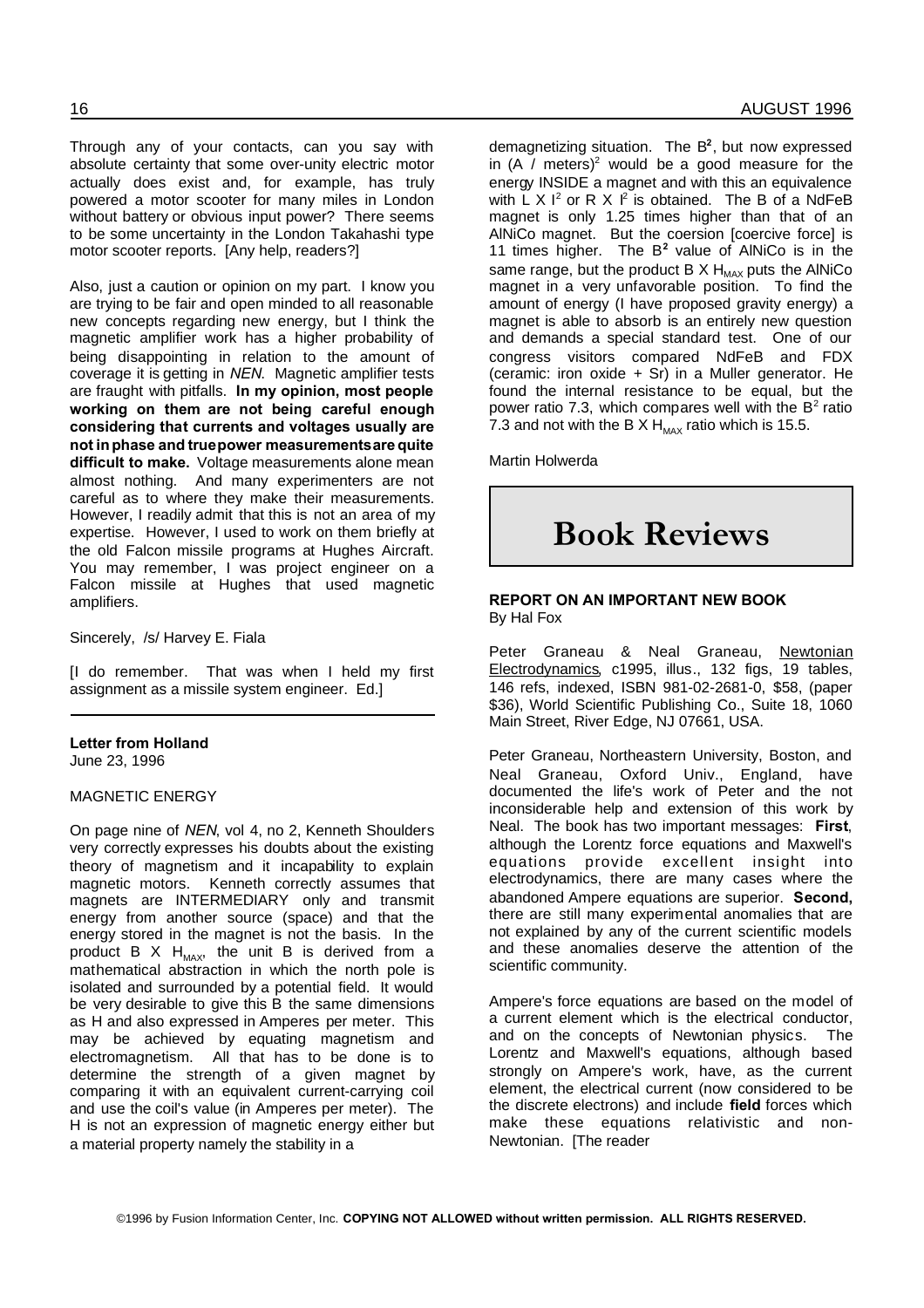Through any of your contacts, can you say with absolute certainty that some over-unity electric motor actually does exist and, for example, has truly powered a motor scooter for many miles in London without battery or obvious input power? There seems to be some uncertainty in the London Takahashi type motor scooter reports. [Any help, readers?]

Also, just a caution or opinion on my part. I know you are trying to be fair and open minded to all reasonable new concepts regarding new energy, but I think the magnetic amplifier work has a higher probability of being disappointing in relation to the amount of coverage it is getting in *NEN*. Magnetic amplifier tests are fraught with pitfalls. **In my opinion, most people working on them are not being careful enough considering that currents and voltages usually are not in phase and true power measurements are quite difficult to make.** Voltage measurements alone mean almost nothing. And many experimenters are not careful as to where they make their measurements. However, I readily admit that this is not an area of my expertise. However, I used to work on them briefly at the old Falcon missile programs at Hughes Aircraft. You may remember, I was project engineer on a Falcon missile at Hughes that used magnetic amplifiers.

Sincerely, /s/ Harvey E. Fiala

[I do remember. That was when I held my first assignment as a missile system engineer. Ed.]

---

**Letter from Holland**
June 23, 1996

MAGNETIC ENERGY

On page nine of *NEN*, vol 4, no 2, Kenneth Shoulders very correctly expresses his doubts about the existing theory of magnetism and it incapability to explain magnetic motors. Kenneth correctly assumes that magnets are INTERMEDIARY only and transmit energy from another source (space) and that the energy stored in the magnet is not the basis. In the product B X $H_{MAX}$, the unit B is derived from a mathematical abstraction in which the north pole is isolated and surrounded by a potential field. It would be very desirable to give this B the same dimensions as H and also expressed in Amperes per meter. This may be achieved by equating magnetism and electromagnetism. All that has to be done is to determine the strength of a given magnet by comparing it with an equivalent current-carrying coil and use the coil's value (in Amperes per meter). The H is not an expression of magnetic energy either but a material property namely the stability in a demagnetizing situation. The $B^2$, but now expressed in (A / meters)$^2$ would be a good measure for the energy INSIDE a magnet and with this an equivalence with L X $I^2$ or R X $I^2$ is obtained. The B of a NdFeB magnet is only 1.25 times higher than that of an AlNiCo magnet. But the coersion [coercive force] is 11 times higher. The $B^2$ value of AlNiCo is in the same range, but the product B X $H_{MAX}$ puts the AlNiCo magnet in a very unfavorable position. To find the amount of energy (I have proposed gravity energy) a magnet is able to absorb is an entirely new question and demands a special standard test. One of our congress visitors compared NdFeB and FDX (ceramic: iron oxide + Sr) in a Muller generator. He found the internal resistance to be equal, but the power ratio 7.3, which compares well with the $B^2$ ratio 7.3 and not with the B X $H_{MAX}$ ratio which is 15.5.

Martin Holwerda

# Book Reviews

**REPORT ON AN IMPORTANT NEW BOOK**
By Hal Fox

Peter Graneau & Neal Graneau, Newtonian Electrodynamics, c1995, illus., 132 figs, 19 tables, 146 refs, indexed, ISBN 981-02-2681-0, $58, (paper $36), World Scientific Publishing Co., Suite 18, 1060 Main Street, River Edge, NJ 07661, USA.

Peter Graneau, Northeastern University, Boston, and Neal Graneau, Oxford Univ., England, have documented the life's work of Peter and the not inconsiderable help and extension of this work by Neal. The book has two important messages: **First**, although the Lorentz force equations and Maxwell's equations provide excellent insight into electrodynamics, there are many cases where the abandoned Ampere equations are superior. **Second,** there are still many experimental anomalies that are not explained by any of the current scientific models and these anomalies deserve the attention of the scientific community.

Ampere's force equations are based on the model of a current element which is the electrical conductor, and on the concepts of Newtonian physics. The Lorentz and Maxwell's equations, although based strongly on Ampere's work, have, as the current element, the electrical current (now considered to be the discrete electrons) and include **field** forces which make these equations relativistic and non-Newtonian. [The reader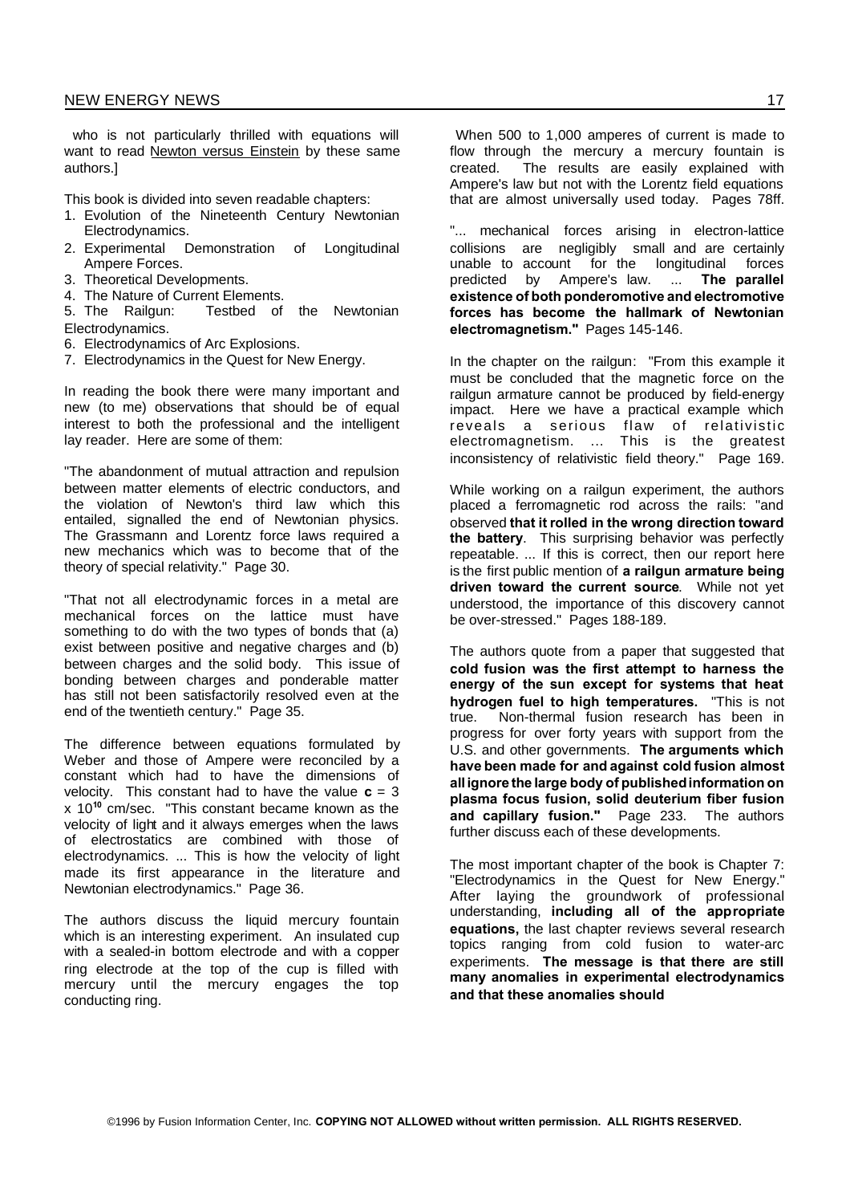who is not particularly thrilled with equations will want to read Newton versus Einstein by these same authors.]

This book is divided into seven readable chapters:

1. Evolution of the Nineteenth Century Newtonian Electrodynamics.
2. Experimental Demonstration of Longitudinal Ampere Forces.
3. Theoretical Developments.
4. The Nature of Current Elements.
5. The Railgun: Testbed of the Newtonian Electrodynamics.
6. Electrodynamics of Arc Explosions.
7. Electrodynamics in the Quest for New Energy.

In reading the book there were many important and new (to me) observations that should be of equal interest to both the professional and the intelligent lay reader. Here are some of them:

"The abandonment of mutual attraction and repulsion between matter elements of electric conductors, and the violation of Newton's third law which this entailed, signalled the end of Newtonian physics. The Grassmann and Lorentz force laws required a new mechanics which was to become that of the theory of special relativity." Page 30.

"That not all electrodynamic forces in a metal are mechanical forces on the lattice must have something to do with the two types of bonds that (a) exist between positive and negative charges and (b) between charges and the solid body. This issue of bonding between charges and ponderable matter has still not been satisfactorily resolved even at the end of the twentieth century." Page 35.

The difference between equations formulated by Weber and those of Ampere were reconciled by a constant which had to have the dimensions of velocity. This constant had to have the value $\mathbf{c} = 3 \times 10^{10}$ cm/sec. "This constant became known as the velocity of light and it always emerges when the laws of electrostatics are combined with those of electrodynamics. ... This is how the velocity of light made its first appearance in the literature and Newtonian electrodynamics." Page 36.

The authors discuss the liquid mercury fountain which is an interesting experiment. An insulated cup with a sealed-in bottom electrode and with a copper ring electrode at the top of the cup is filled with mercury until the mercury engages the top conducting ring.

When 500 to 1,000 amperes of current is made to flow through the mercury a mercury fountain is created. The results are easily explained with Ampere's law but not with the Lorentz field equations that are almost universally used today. Pages 78ff.

"... mechanical forces arising in electron-lattice collisions are negligibly small and are certainly unable to account for the longitudinal forces predicted by Ampere's law. ... **The parallel existence of both ponderomotive and electromotive forces has become the hallmark of Newtonian electromagnetism."** Pages 145-146.

In the chapter on the railgun: "From this example it must be concluded that the magnetic force on the railgun armature cannot be produced by field-energy impact. Here we have a practical example which reveals a serious flaw of relativistic electromagnetism. ... This is the greatest inconsistency of relativistic field theory." Page 169.

While working on a railgun experiment, the authors placed a ferromagnetic rod across the rails: "and observed **that it rolled in the wrong direction toward the battery**. This surprising behavior was perfectly repeatable. ... If this is correct, then our report here is the first public mention of **a railgun armature being driven toward the current source**. While not yet understood, the importance of this discovery cannot be over-stressed." Pages 188-189.

The authors quote from a paper that suggested that **cold fusion was the first attempt to harness the energy of the sun except for systems that heat hydrogen fuel to high temperatures.** "This is not true. Non-thermal fusion research has been in progress for over forty years with support from the U.S. and other governments. **The arguments which have been made for and against cold fusion almost all ignore the large body of published information on plasma focus fusion, solid deuterium fiber fusion and capillary fusion."** Page 233. The authors further discuss each of these developments.

The most important chapter of the book is Chapter 7: "Electrodynamics in the Quest for New Energy." After laying the groundwork of professional understanding, **including all of the appropriate equations,** the last chapter reviews several research topics ranging from cold fusion to water-arc experiments. **The message is that there are still many anomalies in experimental electrodynamics and that these anomalies should**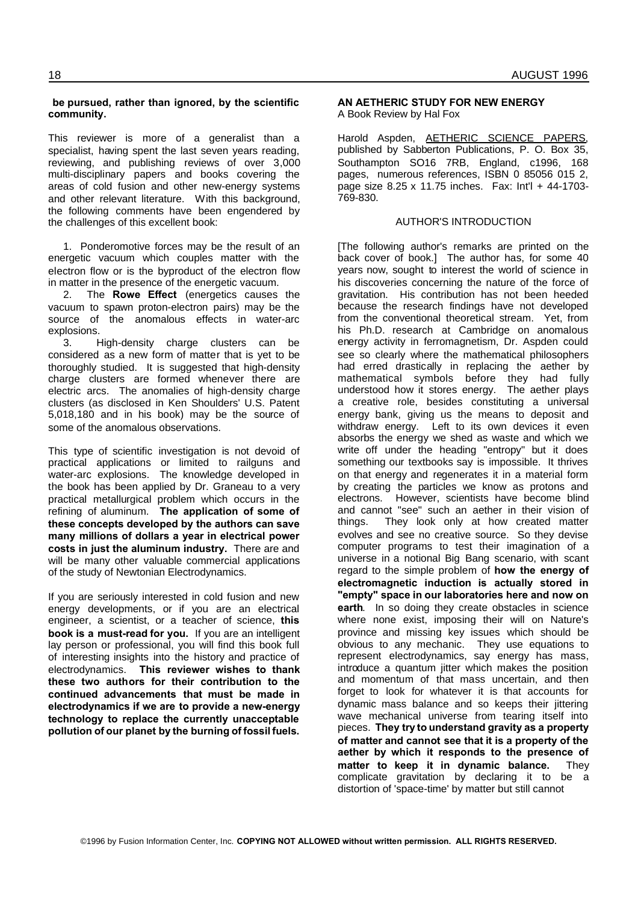**be pursued, rather than ignored, by the scientific community.**

This reviewer is more of a generalist than a specialist, having spent the last seven years reading, reviewing, and publishing reviews of over 3,000 multi-disciplinary papers and books covering the areas of cold fusion and other new-energy systems and other relevant literature. With this background, the following comments have been engendered by the challenges of this excellent book:

1. Ponderomotive forces may be the result of an energetic vacuum which couples matter with the electron flow or is the byproduct of the electron flow in matter in the presence of the energetic vacuum.
2. The **Rowe Effect** (energetics causes the vacuum to spawn proton-electron pairs) may be the source of the anomalous effects in water-arc explosions.
3. High-density charge clusters can be considered as a new form of matter that is yet to be thoroughly studied. It is suggested that high-density charge clusters are formed whenever there are electric arcs. The anomalies of high-density charge clusters (as disclosed in Ken Shoulders' U.S. Patent 5,018,180 and in his book) may be the source of some of the anomalous observations.

This type of scientific investigation is not devoid of practical applications or limited to railguns and water-arc explosions. The knowledge developed in the book has been applied by Dr. Graneau to a very practical metallurgical problem which occurs in the refining of aluminum. **The application of some of these concepts developed by the authors can save many millions of dollars a year in electrical power costs in just the aluminum industry.** There are and will be many other valuable commercial applications of the study of Newtonian Electrodynamics.

If you are seriously interested in cold fusion and new energy developments, or if you are an electrical engineer, a scientist, or a teacher of science, **this book is a must-read for you.** If you are an intelligent lay person or professional, you will find this book full of interesting insights into the history and practice of electrodynamics. **This reviewer wishes to thank these two authors for their contribution to the continued advancements that must be made in electrodynamics if we are to provide a new-energy technology to replace the currently unacceptable pollution of our planet by the burning of fossil fuels.**

## AN AETHERIC STUDY FOR NEW ENERGY

A Book Review by Hal Fox

Harold Aspden, AETHERIC SCIENCE PAPERS, published by Sabberton Publications, P. O. Box 35, Southampton SO16 7RB, England, c1996, 168 pages, numerous references, ISBN 0 85056 015 2, page size 8.25 x 11.75 inches. Fax: Int'l + 44-1703-769-830.

### AUTHOR'S INTRODUCTION

[The following author's remarks are printed on the back cover of book.] The author has, for some 40 years now, sought to interest the world of science in his discoveries concerning the nature of the force of gravitation. His contribution has not been heeded because the research findings have not developed from the conventional theoretical stream. Yet, from his Ph.D. research at Cambridge on anomalous energy activity in ferromagnetism, Dr. Aspden could see so clearly where the mathematical philosophers had erred drastically in replacing the aether by mathematical symbols before they had fully understood how it stores energy. The aether plays a creative role, besides constituting a universal energy bank, giving us the means to deposit and withdraw energy. Left to its own devices it even absorbs the energy we shed as waste and which we write off under the heading "entropy" but it does something our textbooks say is impossible. It thrives on that energy and regenerates it in a material form by creating the particles we know as protons and electrons. However, scientists have become blind and cannot "see" such an aether in their vision of things. They look only at how created matter evolves and see no creative source. So they devise computer programs to test their imagination of a universe in a notional Big Bang scenario, with scant regard to the simple problem of **how the energy of electromagnetic induction is actually stored in "empty" space in our laboratories here and now on earth**. In so doing they create obstacles in science where none exist, imposing their will on Nature's province and missing key issues which should be obvious to any mechanic. They use equations to represent electrodynamics, say energy has mass, introduce a quantum jitter which makes the position and momentum of that mass uncertain, and then forget to look for whatever it is that accounts for dynamic mass balance and so keeps their jittering wave mechanical universe from tearing itself into pieces. **They try to understand gravity as a property of matter and cannot see that it is a property of the aether by which it responds to the presence of matter to keep it in dynamic balance.** They complicate gravitation by declaring it to be a distortion of 'space-time' by matter but still cannot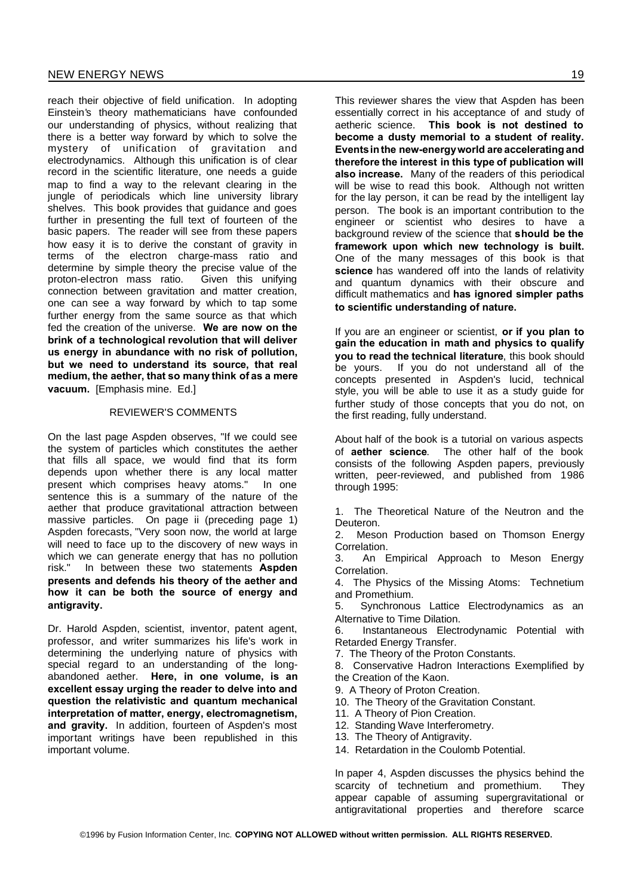reach their objective of field unification. In adopting Einstein's theory mathematicians have confounded our understanding of physics, without realizing that there is a better way forward by which to solve the mystery of unification of gravitation and electrodynamics. Although this unification is of clear record in the scientific literature, one needs a guide map to find a way to the relevant clearing in the jungle of periodicals which line university library shelves. This book provides that guidance and goes further in presenting the full text of fourteen of the basic papers. The reader will see from these papers how easy it is to derive the constant of gravity in terms of the electron charge-mass ratio and determine by simple theory the precise value of the proton-electron mass ratio. Given this unifying connection between gravitation and matter creation, one can see a way forward by which to tap some further energy from the same source as that which fed the creation of the universe. **We are now on the brink of a technological revolution that will deliver us energy in abundance with no risk of pollution, but we need to understand its source, that real medium, the aether, that so many think of as a mere vacuum.** [Emphasis mine. Ed.]

## REVIEWER'S COMMENTS

On the last page Aspden observes, "If we could see the system of particles which constitutes the aether that fills all space, we would find that its form depends upon whether there is any local matter present which comprises heavy atoms." In one sentence this is a summary of the nature of the aether that produce gravitational attraction between massive particles. On page ii (preceding page 1) Aspden forecasts, "Very soon now, the world at large will need to face up to the discovery of new ways in which we can generate energy that has no pollution risk." In between these two statements **Aspden presents and defends his theory of the aether and how it can be both the source of energy and antigravity.**

Dr. Harold Aspden, scientist, inventor, patent agent, professor, and writer summarizes his life's work in determining the underlying nature of physics with special regard to an understanding of the long-abandoned aether. **Here, in one volume, is an excellent essay urging the reader to delve into and question the relativistic and quantum mechanical interpretation of matter, energy, electromagnetism, and gravity.** In addition, fourteen of Aspden's most important writings have been republished in this important volume.

This reviewer shares the view that Aspden has been essentially correct in his acceptance of and study of aetheric science. **This book is not destined to become a dusty memorial to a student of reality. Events in the new-energy world are accelerating and therefore the interest in this type of publication will also increase.** Many of the readers of this periodical will be wise to read this book. Although not written for the lay person, it can be read by the intelligent lay person. The book is an important contribution to the engineer or scientist who desires to have a background review of the science that **should be the framework upon which new technology is built.** One of the many messages of this book is that **science** has wandered off into the lands of relativity and quantum dynamics with their obscure and difficult mathematics and **has ignored simpler paths to scientific understanding of nature.**

If you are an engineer or scientist, **or if you plan to gain the education in math and physics to qualify you to read the technical literature**, this book should be yours. If you do not understand all of the concepts presented in Aspden's lucid, technical style, you will be able to use it as a study guide for further study of those concepts that you do not, on the first reading, fully understand.

About half of the book is a tutorial on various aspects of **aether science**. The other half of the book consists of the following Aspden papers, previously written, peer-reviewed, and published from 1986 through 1995:

1. The Theoretical Nature of the Neutron and the Deuteron.
2. Meson Production based on Thomson Energy Correlation.
3. An Empirical Approach to Meson Energy Correlation.
4. The Physics of the Missing Atoms: Technetium and Promethium.
5. Synchronous Lattice Electrodynamics as an Alternative to Time Dilation.
6. Instantaneous Electrodynamic Potential with Retarded Energy Transfer.
7. The Theory of the Proton Constants.
8. Conservative Hadron Interactions Exemplified by the Creation of the Kaon.
9. A Theory of Proton Creation.
10. The Theory of the Gravitation Constant.
11. A Theory of Pion Creation.
12. Standing Wave Interferometry.
13. The Theory of Antigravity.
14. Retardation in the Coulomb Potential.

In paper 4, Aspden discusses the physics behind the scarcity of technetium and promethium. They appear capable of assuming supergravitational or antigravitational properties and therefore scarce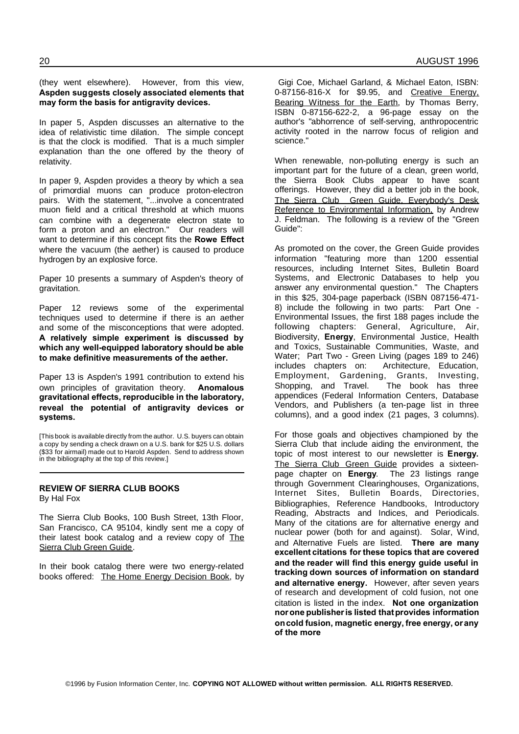(they went elsewhere). However, from this view, **Aspden suggests closely associated elements that may form the basis for antigravity devices.**

In paper 5, Aspden discusses an alternative to the idea of relativistic time dilation. The simple concept is that the clock is modified. That is a much simpler explanation than the one offered by the theory of relativity.

In paper 9, Aspden provides a theory by which a sea of primordial muons can produce proton-electron pairs. With the statement, "...involve a concentrated muon field and a critical threshold at which muons can combine with a degenerate electron state to form a proton and an electron." Our readers will want to determine if this concept fits the **Rowe Effect** where the vacuum (the aether) is caused to produce hydrogen by an explosive force.

Paper 10 presents a summary of Aspden's theory of gravitation.

Paper 12 reviews some of the experimental techniques used to determine if there is an aether and some of the misconceptions that were adopted. **A relatively simple experiment is discussed by which any well-equipped laboratory should be able to make definitive measurements of the aether.**

Paper 13 is Aspden's 1991 contribution to extend his own principles of gravitation theory. **Anomalous gravitational effects, reproducible in the laboratory, reveal the potential of antigravity devices or systems.**

[This book is available directly from the author. U.S. buyers can obtain a copy by sending a check drawn on a U.S. bank for $25 U.S. dollars ($33 for airmail) made out to Harold Aspden. Send to address shown in the bibliography at the top of this review.]

---

### REVIEW OF SIERRA CLUB BOOKS

By Hal Fox

The Sierra Club Books, 100 Bush Street, 13th Floor, San Francisco, CA 95104, kindly sent me a copy of their latest book catalog and a review copy of The Sierra Club Green Guide.

In their book catalog there were two energy-related books offered: The Home Energy Decision Book, by Gigi Coe, Michael Garland, & Michael Eaton, ISBN: 0-87156-816-X for $9.95, and Creative Energy, Bearing Witness for the Earth, by Thomas Berry, ISBN 0-87156-622-2, a 96-page essay on the author's "abhorrence of self-serving, anthropocentric activity rooted in the narrow focus of religion and science."

When renewable, non-polluting energy is such an important part for the future of a clean, green world, the Sierra Book Clubs appear to have scant offerings. However, they did a better job in the book, The Sierra Club Green Guide, Everybody's Desk Reference to Environmental Information, by Andrew J. Feldman. The following is a review of the "Green Guide":

As promoted on the cover, the Green Guide provides information "featuring more than 1200 essential resources, including Internet Sites, Bulletin Board Systems, and Electronic Databases to help you answer any environmental question." The Chapters in this $25, 304-page paperback (ISBN 087156-471-8) include the following in two parts: Part One - Environmental Issues, the first 188 pages include the following chapters: General, Agriculture, Air, Biodiversity, **Energy**, Environmental Justice, Health and Toxics, Sustainable Communities, Waste, and Water; Part Two - Green Living (pages 189 to 246) includes chapters on: Architecture, Education, Employment, Gardening, Grants, Investing, Shopping, and Travel. The book has three appendices (Federal Information Centers, Database Vendors, and Publishers (a ten-page list in three columns), and a good index (21 pages, 3 columns).

For those goals and objectives championed by the Sierra Club that include aiding the environment, the topic of most interest to our newsletter is **Energy.** The Sierra Club Green Guide provides a sixteen-page chapter on **Energy**. The 23 listings range through Government Clearinghouses, Organizations, Internet Sites, Bulletin Boards, Directories, Bibliographies, Reference Handbooks, Introductory Reading, Abstracts and Indices, and Periodicals. Many of the citations are for alternative energy and nuclear power (both for and against). Solar, Wind, and Alternative Fuels are listed. **There are many excellent citations for these topics that are covered and the reader will find this energy guide useful in tracking down sources of information on standard and alternative energy.** However, after seven years of research and development of cold fusion, not one citation is listed in the index. **Not one organization nor one publisher is listed that provides information on cold fusion, magnetic energy, free energy, or any of the more**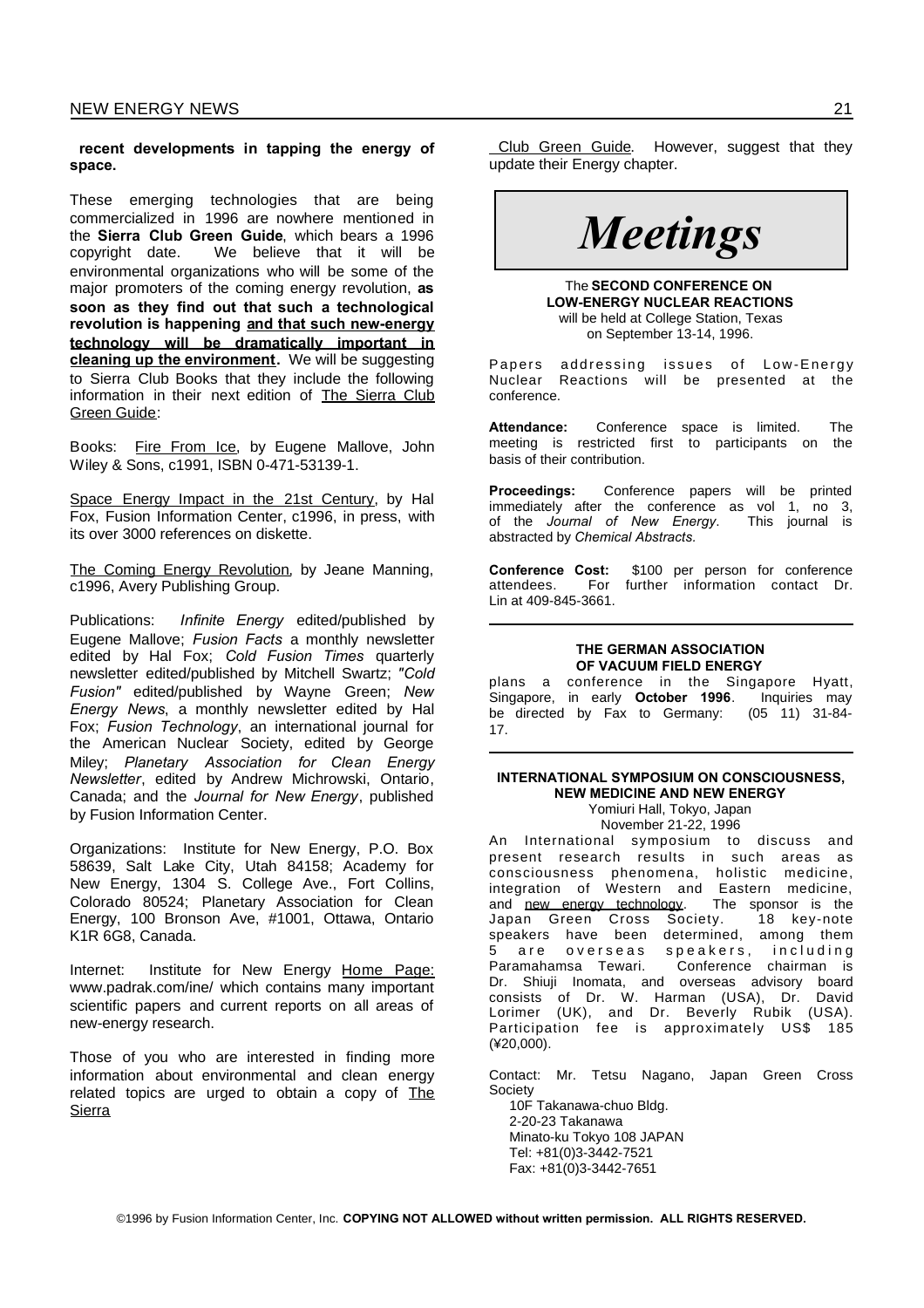**recent developments in tapping the energy of space.**

These emerging technologies that are being commercialized in 1996 are nowhere mentioned in the **Sierra Club Green Guide**, which bears a 1996 copyright date. We believe that it will be environmental organizations who will be some of the major promoters of the coming energy revolution, **as soon as they find out that such a technological revolution is happening <u>and that such new-energy technology will be dramatically important in cleaning up the environment</u>.** We will be suggesting to Sierra Club Books that they include the following information in their next edition of <u>The Sierra Club Green Guide</u>:

Books: <u>Fire From Ice</u>, by Eugene Mallove, John Wiley & Sons, c1991, ISBN 0-471-53139-1.

<u>Space Energy Impact in the 21st Century</u>, by Hal Fox, Fusion Information Center, c1996, in press, with its over 3000 references on diskette.

<u>The Coming Energy Revolution</u>, by Jeane Manning, c1996, Avery Publishing Group.

Publications: *Infinite Energy* edited/published by Eugene Mallove; *Fusion Facts* a monthly newsletter edited by Hal Fox; *Cold Fusion Times* quarterly newsletter edited/published by Mitchell Swartz; *"Cold Fusion"* edited/published by Wayne Green; *New Energy News*, a monthly newsletter edited by Hal Fox; *Fusion Technology*, an international journal for the American Nuclear Society, edited by George Miley; *Planetary Association for Clean Energy Newsletter*, edited by Andrew Michrowski, Ontario, Canada; and the *Journal for New Energy*, published by Fusion Information Center.

Organizations: Institute for New Energy, P.O. Box 58639, Salt Lake City, Utah 84158; Academy for New Energy, 1304 S. College Ave., Fort Collins, Colorado 80524; Planetary Association for Clean Energy, 100 Bronson Ave, #1001, Ottawa, Ontario K1R 6G8, Canada.

Internet: Institute for New Energy <u>Home Page:</u> www.padrak.com/ine/ which contains many important scientific papers and current reports on all areas of new-energy research.

Those of you who are interested in finding more information about environmental and clean energy related topics are urged to obtain a copy of <u>The Sierra Club Green Guide</u>. However, suggest that they update their Energy chapter.

# *Meetings*

The **SECOND CONFERENCE ON LOW-ENERGY NUCLEAR REACTIONS** will be held at College Station, Texas on September 13-14, 1996.

Papers addressing issues of Low-Energy Nuclear Reactions will be presented at the conference.

**Attendance:** Conference space is limited. The meeting is restricted first to participants on the basis of their contribution.

**Proceedings:** Conference papers will be printed immediately after the conference as vol 1, no 3, of the *Journal of New Energy*. This journal is abstracted by *Chemical Abstracts.*

**Conference Cost:** $100 per person for conference attendees. For further information contact Dr. Lin at 409-845-3661.

---

**THE GERMAN ASSOCIATION OF VACUUM FIELD ENERGY**

plans a conference in the Singapore Hyatt, Singapore, in early **October 1996**. Inquiries may be directed by Fax to Germany: (05 11) 31-84-17.

---

**INTERNATIONAL SYMPOSIUM ON CONSCIOUSNESS, NEW MEDICINE AND NEW ENERGY**

Yomiuri Hall, Tokyo, Japan
November 21-22, 1996

An International symposium to discuss and present research results in such areas as consciousness phenomena, holistic medicine, integration of Western and Eastern medicine, and <u>new energy technology</u>. The sponsor is the Japan Green Cross Society. 18 key-note speakers have been determined, among them 5 are overseas speakers, including Paramahamsa Tewari. Conference chairman is Dr. Shiuji Inomata, and overseas advisory board consists of Dr. W. Harman (USA), Dr. David Lorimer (UK), and Dr. Beverly Rubik (USA). Participation fee is approximately US$ 185 (¥20,000).

Contact: Mr. Tetsu Nagano, Japan Green Cross Society
10F Takanawa-chuo Bldg.
2-20-23 Takanawa
Minato-ku Tokyo 108 JAPAN
Tel: +81(0)3-3442-7521
Fax: +81(0)3-3442-7651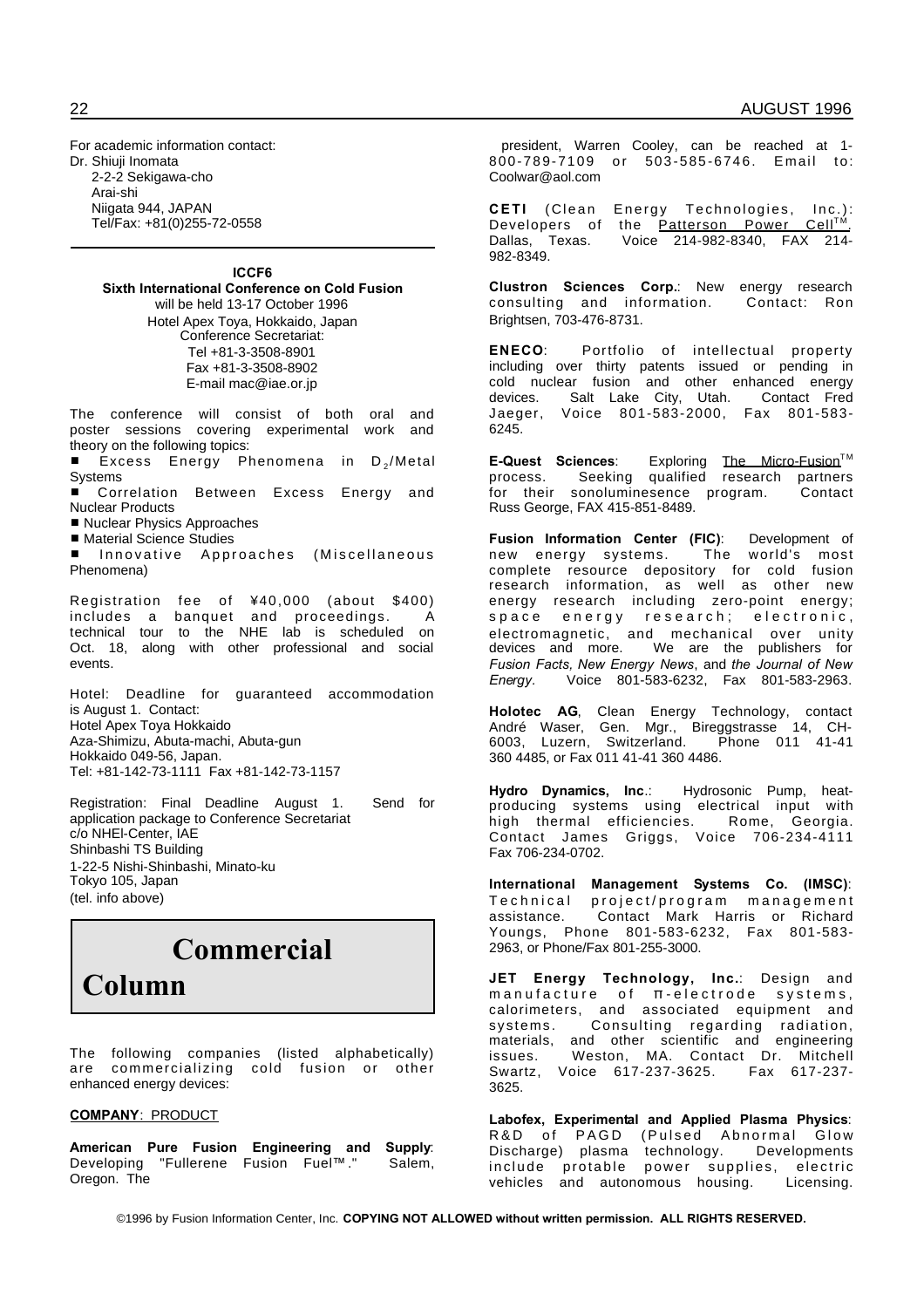For academic information contact:
Dr. Shiuji Inomata
2-2-2 Sekigawa-cho
Arai-shi
Niigata 944, JAPAN
Tel/Fax: +81(0)255-72-0558

---

**ICCF6**
**Sixth International Conference on Cold Fusion**
will be held 13-17 October 1996
Hotel Apex Toya, Hokkaido, Japan
Conference Secretariat:
Tel +81-3-3508-8901
Fax +81-3-3508-8902
E-mail mac@iae.or.jp

The conference will consist of both oral and poster sessions covering experimental work and theory on the following topics:

- Excess Energy Phenomena in $D_2$/Metal Systems
- Correlation Between Excess Energy and Nuclear Products
- Nuclear Physics Approaches
- Material Science Studies
- Innovative Approaches (Miscellaneous Phenomena)

Registration fee of ¥40,000 (about $400) includes a banquet and proceedings. A technical tour to the NHE lab is scheduled on Oct. 18, along with other professional and social events.

Hotel: Deadline for guaranteed accommodation is August 1. Contact:
Hotel Apex Toya Hokkaido
Aza-Shimizu, Abuta-machi, Abuta-gun
Hokkaido 049-56, Japan.
Tel: +81-142-73-1111 Fax +81-142-73-1157

Registration: Final Deadline August 1. Send for application package to Conference Secretariat
c/o NHEI-Center, IAE
Shinbashi TS Building
1-22-5 Nishi-Shinbashi, Minato-ku
Tokyo 105, Japan
(tel. info above)

# Commercial Column

The following companies (listed alphabetically) are commercializing cold fusion or other enhanced energy devices:

**COMPANY**: PRODUCT

**American Pure Fusion Engineering and Supply**: Developing "Fullerene Fusion Fuel™." Salem, Oregon. The president, Warren Cooley, can be reached at 1-800-789-7109 or 503-585-6746. Email to: Coolwar@aol.com

**CETI** (Clean Energy Technologies, Inc.): Developers of the Patterson Power Cell™, Dallas, Texas. Voice 214-982-8340, FAX 214-982-8349.

**Clustron Sciences Corp.**: New energy research consulting and information. Contact: Ron Brightsen, 703-476-8731.

**ENECO**: Portfolio of intellectual property including over thirty patents issued or pending in cold nuclear fusion and other enhanced energy devices. Salt Lake City, Utah. Contact Fred Jaeger, Voice 801-583-2000, Fax 801-583-6245.

**E-Quest Sciences**: Exploring The Micro-Fusion™ process. Seeking qualified research partners for their sonoluminesence program. Contact Russ George, FAX 415-851-8489.

**Fusion Information Center (FIC)**: Development of new energy systems. The world's most complete resource depository for cold fusion research information, as well as other new energy research including zero-point energy; space energy research; electronic, electromagnetic, and mechanical over unity devices and more. We are the publishers for *Fusion Facts, New Energy News*, and *the Journal of New Energy*. Voice 801-583-6232, Fax 801-583-2963.

**Holotec AG**, Clean Energy Technology, contact André Waser, Gen. Mgr., Bireggstrasse 14, CH-6003, Luzern, Switzerland. Phone 011 41-41 360 4485, or Fax 011 41-41 360 4486.

**Hydro Dynamics, Inc**.: Hydrosonic Pump, heat-producing systems using electrical input with high thermal efficiencies. Rome, Georgia. Contact James Griggs, Voice 706-234-4111 Fax 706-234-0702.

**International Management Systems Co. (IMSC)**: Technical project/program management assistance. Contact Mark Harris or Richard Youngs, Phone 801-583-6232, Fax 801-583-2963, or Phone/Fax 801-255-3000.

**JET Energy Technology, Inc.**: Design and manufacture of π-electrode systems, calorimeters, and associated equipment and systems. Consulting regarding radiation, materials, and other scientific and engineering issues. Weston, MA. Contact Dr. Mitchell Swartz, Voice 617-237-3625. Fax 617-237-3625.

**Labofex, Experimental and Applied Plasma Physics**: R&D of PAGD (Pulsed Abnormal Glow Discharge) plasma technology. Developments include protable power supplies, electric vehicles and autonomous housing. Licensing.

©1996 by Fusion Information Center, Inc. **COPYING NOT ALLOWED without written permission. ALL RIGHTS RESERVED.**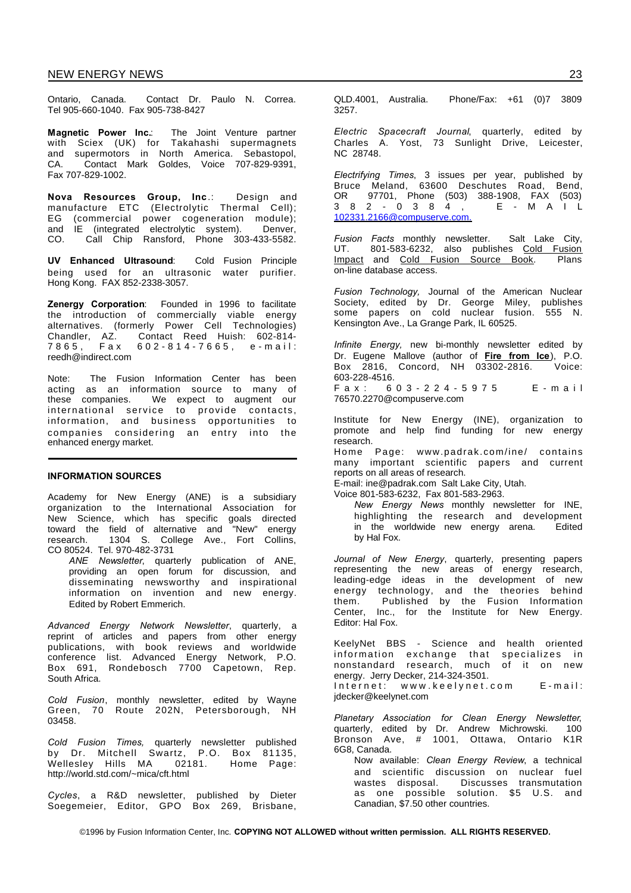Ontario, Canada. Contact Dr. Paulo N. Correa. Tel 905-660-1040. Fax 905-738-8427

**Magnetic Power Inc.**: The Joint Venture partner with Sciex (UK) for Takahashi supermagnets and supermotors in North America. Sebastopol, CA. Contact Mark Goldes, Voice 707-829-9391, Fax 707-829-1002.

**Nova Resources Group, Inc.**: Design and manufacture ETC (Electrolytic Thermal Cell); EG (commercial power cogeneration module); and IE (integrated electrolytic system). Denver, CO. Call Chip Ransford, Phone 303-433-5582.

**UV Enhanced Ultrasound**: Cold Fusion Principle being used for an ultrasonic water purifier. Hong Kong. FAX 852-2338-3057.

**Zenergy Corporation**: Founded in 1996 to facilitate the introduction of commercially viable energy alternatives. (formerly Power Cell Technologies) Chandler, AZ. Contact Reed Huish: 602-814-7865, Fax 602-814-7665, e-mail: reedh@indirect.com

Note: The Fusion Information Center has been acting as an information source to many of these companies. We expect to augment our international service to provide contacts, information, and business opportunities to companies considering an entry into the enhanced energy market.

---

#### INFORMATION SOURCES

Academy for New Energy (ANE) is a subsidiary organization to the International Association for New Science, which has specific goals directed toward the field of alternative and "New" energy research. 1304 S. College Ave., Fort Collins, CO 80524. Tel. 970-482-3731

*ANE Newsletter*, quarterly publication of ANE, providing an open forum for discussion, and disseminating newsworthy and inspirational information on invention and new energy. Edited by Robert Emmerich.

*Advanced Energy Network Newsletter*, quarterly, a reprint of articles and papers from other energy publications, with book reviews and worldwide conference list. Advanced Energy Network, P.O. Box 691, Rondebosch 7700 Capetown, Rep. South Africa.

*Cold Fusion*, monthly newsletter, edited by Wayne Green, 70 Route 202N, Petersborough, NH 03458.

*Cold Fusion Times,* quarterly newsletter published by Dr. Mitchell Swartz, P.O. Box 81135, Wellesley Hills MA 02181. Home Page: http://world.std.com/~mica/cft.html

*Cycles*, a R&D newsletter, published by Dieter Soegemeier, Editor, GPO Box 269, Brisbane, QLD.4001, Australia. Phone/Fax: +61 (0)7 3809 3257.

*Electric Spacecraft Journal*, quarterly, edited by Charles A. Yost, 73 Sunlight Drive, Leicester, NC 28748.

*Electrifying Times*, 3 issues per year, published by Bruce Meland, 63600 Deschutes Road, Bend, OR 97701, Phone (503) 388-1908, FAX (503) 382-0384, E-MAIL 102331.2166@compuserve.com.

*Fusion Facts* monthly newsletter. Salt Lake City, UT. 801-583-6232, also publishes Cold Fusion Impact and Cold Fusion Source Book. Plans on-line database access.

*Fusion Technology,* Journal of the American Nuclear Society, edited by Dr. George Miley, publishes some papers on cold nuclear fusion. 555 N. Kensington Ave., La Grange Park, IL 60525.

*Infinite Energy,* new bi-monthly newsletter edited by Dr. Eugene Mallove (author of **Fire from Ice**), P.O. Box 2816, Concord, NH 03302-2816. Voice: 603-228-4516.
Fax: 603-224-5975 E-mail 76570.2270@compuserve.com

Institute for New Energy (INE), organization to promote and help find funding for new energy research.
Home Page: www.padrak.com/ine/ contains many important scientific papers and current reports on all areas of research.
E-mail: ine@padrak.com Salt Lake City, Utah.
Voice 801-583-6232, Fax 801-583-2963.

*New Energy News* monthly newsletter for INE, highlighting the research and development in the worldwide new energy arena. Edited by Hal Fox.

*Journal of New Energy*, quarterly, presenting papers representing the new areas of energy research, leading-edge ideas in the development of new energy technology, and the theories behind them. Published by the Fusion Information Center, Inc., for the Institute for New Energy. Editor: Hal Fox.

KeelyNet BBS - Science and health oriented information exchange that specializes in nonstandard research, much of it on new energy. Jerry Decker, 214-324-3501.
Internet: www.keelynet.com E-mail: jdecker@keelynet.com

*Planetary Association for Clean Energy Newsletter,* quarterly, edited by Dr. Andrew Michrowski. 100 Bronson Ave, # 1001, Ottawa, Ontario K1R 6G8, Canada.

Now available: *Clean Energy Review*, a technical and scientific discussion on nuclear fuel wastes disposal. Discusses transmutation as one possible solution. $5 U.S. and Canadian, $7.50 other countries.

©1996 by Fusion Information Center, Inc. **COPYING NOT ALLOWED without written permission. ALL RIGHTS RESERVED.**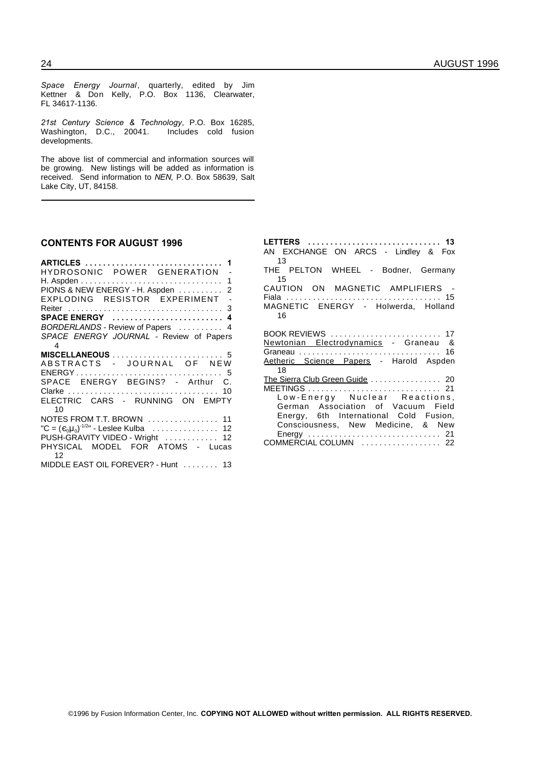*Space Energy Journal*, quarterly, edited by Jim Kettner & Don Kelly, P.O. Box 1136, Clearwater, FL 34617-1136.

*21st Century Science & Technology*, P.O. Box 16285, Washington, D.C., 20041. Includes cold fusion developments.

The above list of commercial and information sources will be growing. New listings will be added as information is received. Send information to *NEN*, P.O. Box 58639, Salt Lake City, UT, 84158.

---

## CONTENTS FOR AUGUST 1996

**ARTICLES . . . . . . . . . . . . . . . . . . . . . . . . . . . . . . 1**
HYDROSONIC POWER GENERATION - H. Aspden . . . . . . . . . . . . . . . . . . . . . . . . . . . . . . . 1
PIONS & NEW ENERGY - H. Aspden . . . . . . . . . . 2
EXPLODING RESISTOR EXPERIMENT - Reiter . . . . . . . . . . . . . . . . . . . . . . . . . . . . . . . . . . 3
**SPACE ENERGY . . . . . . . . . . . . . . . . . . . . . . . . . 4**
*BORDERLANDS* - Review of Papers . . . . . . . . . . 4
*SPACE ENERGY JOURNAL* - Review of Papers 4
**MISCELLANEOUS** . . . . . . . . . . . . . . . . . . . . . . . . . 5
ABSTRACTS - JOURNAL OF NEW ENERGY . . . . . . . . . . . . . . . . . . . . . . . . . . . . . . . . 5
SPACE ENERGY BEGINS? - Arthur C. Clarke . . . . . . . . . . . . . . . . . . . . . . . . . . . . . . . . . 10
ELECTRIC CARS - RUNNING ON EMPTY 10
NOTES FROM T.T. BROWN . . . . . . . . . . . . . . . . 11
"$C = (\epsilon_0\mu_0)^{-1/2}$" - Leslee Kulba . . . . . . . . . . . . . . . 12
PUSH-GRAVITY VIDEO - Wright . . . . . . . . . . . . 12
PHYSICAL MODEL FOR ATOMS - Lucas 12
MIDDLE EAST OIL FOREVER? - Hunt . . . . . . . . 13

**LETTERS . . . . . . . . . . . . . . . . . . . . . . . . . . . . . 13**
AN EXCHANGE ON ARCS - Lindley & Fox 13
THE PELTON WHEEL - Bodner, Germany 15
CAUTION ON MAGNETIC AMPLIFIERS - Fiala . . . . . . . . . . . . . . . . . . . . . . . . . . . . . . . . . . 15
MAGNETIC ENERGY - Holwerda, Holland 16

BOOK REVIEWS . . . . . . . . . . . . . . . . . . . . . . . . . 17
Newtonian Electrodynamics - Graneau & Graneau . . . . . . . . . . . . . . . . . . . . . . . . . . . . . . . 16
Aetheric Science Papers - Harold Aspden 18
The Sierra Club Green Guide . . . . . . . . . . . . . . . . 20
MEETINGS . . . . . . . . . . . . . . . . . . . . . . . . . . . . . 21
Low-Energy Nuclear Reactions, German Association of Vacuum Field Energy, 6th International Cold Fusion, Consciousness, New Medicine, & New Energy . . . . . . . . . . . . . . . . . . . . . . . . . . . . . . 21
COMMERCIAL COLUMN . . . . . . . . . . . . . . . . . . 22

©1996 by Fusion Information Center, Inc. **COPYING NOT ALLOWED without written permission. ALL RIGHTS RESERVED.**